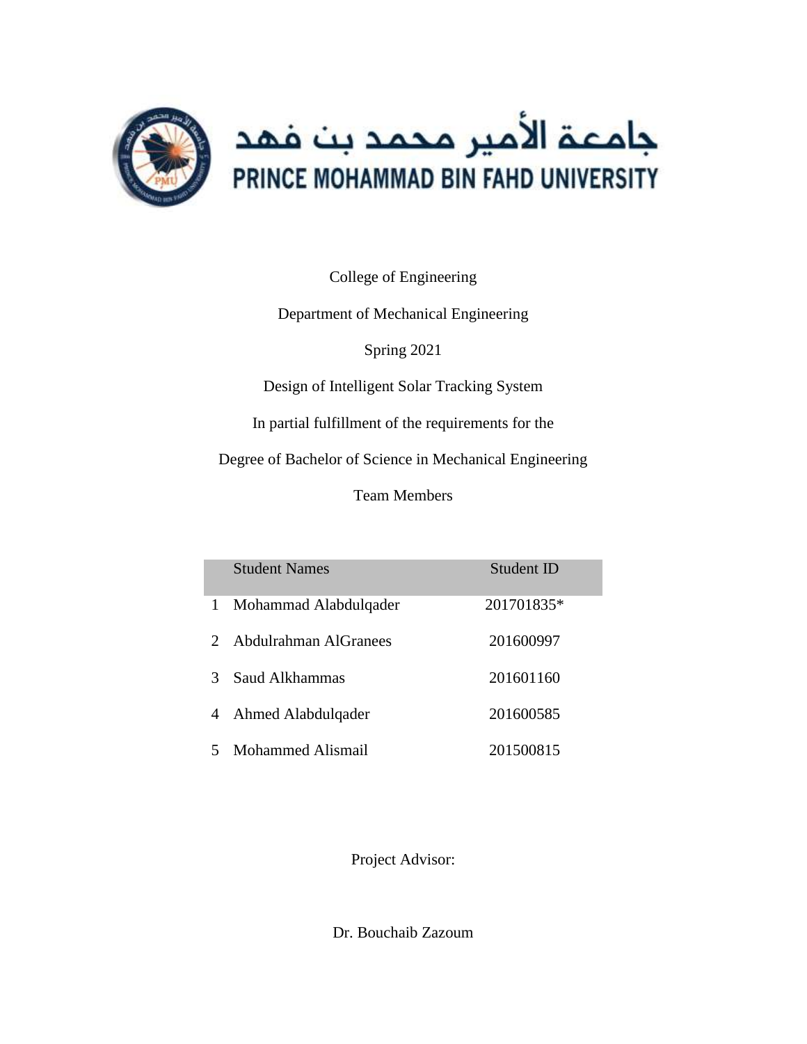جامعة الأمير محمد بن فهد

PRINCE MOHAMMAD BIN FAHD UNIVERSITY

College of Engineering

Department of Mechanical Engineering

Spring 2021

Design of Intelligent Solar Tracking System

In partial fulfillment of the requirements for the

Degree of Bachelor of Science in Mechanical Engineering

Team Members

|  | Student Names | Student ID |
|---|---|---|
| 1 | Mohammad Alabdulqader | 201701835* |
| 2 | Abdulrahman AlGranees | 201600997 |
| 3 | Saud Alkhammas | 201601160 |
| 4 | Ahmed Alabdulqader | 201600585 |
| 5 | Mohammed Alismail | 201500815 |

Project Advisor:

Dr. Bouchaib Zazoum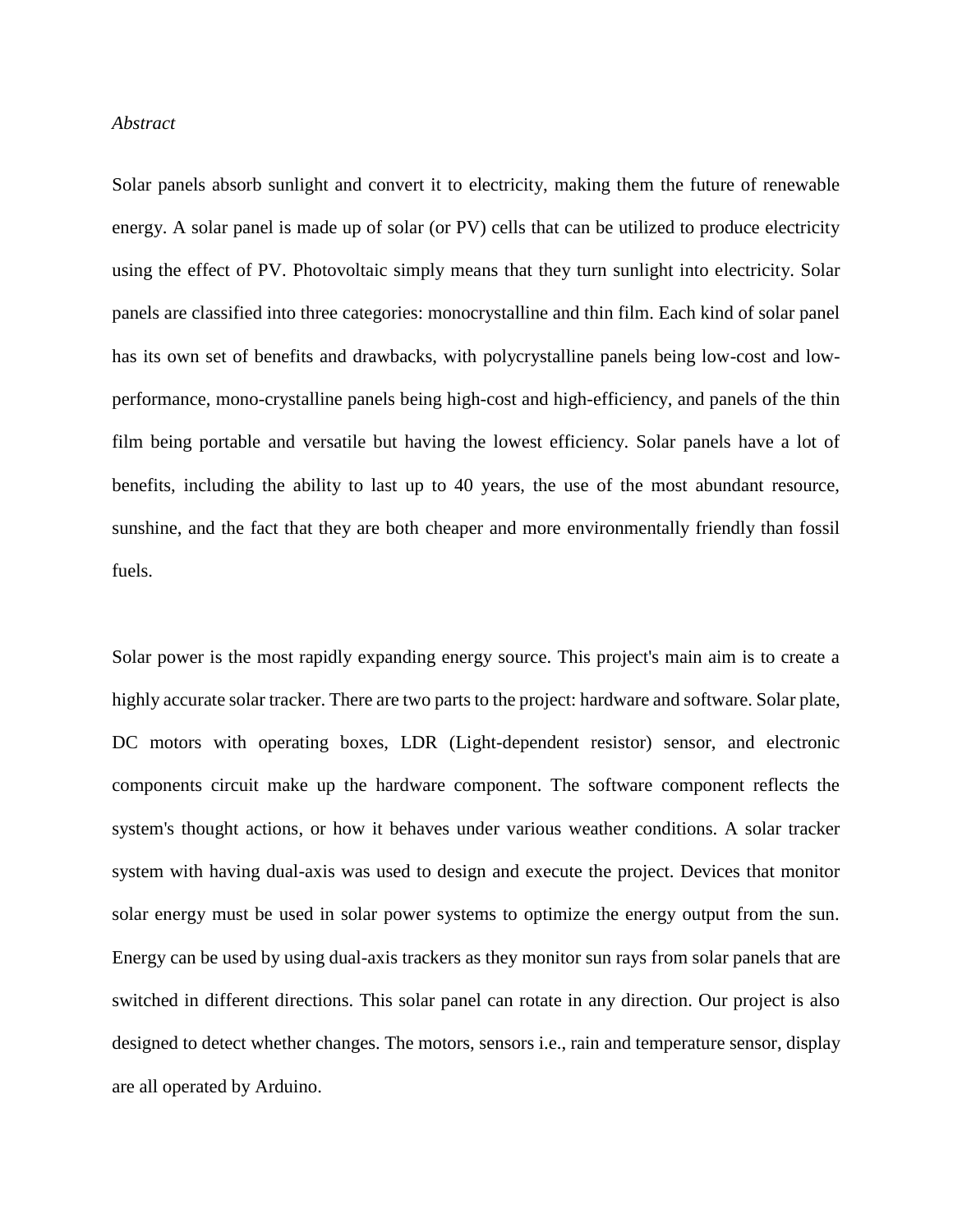*Abstract*

Solar panels absorb sunlight and convert it to electricity, making them the future of renewable energy. A solar panel is made up of solar (or PV) cells that can be utilized to produce electricity using the effect of PV. Photovoltaic simply means that they turn sunlight into electricity. Solar panels are classified into three categories: monocrystalline and thin film. Each kind of solar panel has its own set of benefits and drawbacks, with polycrystalline panels being low-cost and low-performance, mono-crystalline panels being high-cost and high-efficiency, and panels of the thin film being portable and versatile but having the lowest efficiency. Solar panels have a lot of benefits, including the ability to last up to 40 years, the use of the most abundant resource, sunshine, and the fact that they are both cheaper and more environmentally friendly than fossil fuels.

Solar power is the most rapidly expanding energy source. This project's main aim is to create a highly accurate solar tracker. There are two parts to the project: hardware and software. Solar plate, DC motors with operating boxes, LDR (Light-dependent resistor) sensor, and electronic components circuit make up the hardware component. The software component reflects the system's thought actions, or how it behaves under various weather conditions. A solar tracker system with having dual-axis was used to design and execute the project. Devices that monitor solar energy must be used in solar power systems to optimize the energy output from the sun. Energy can be used by using dual-axis trackers as they monitor sun rays from solar panels that are switched in different directions. This solar panel can rotate in any direction. Our project is also designed to detect whether changes. The motors, sensors i.e., rain and temperature sensor, display are all operated by Arduino.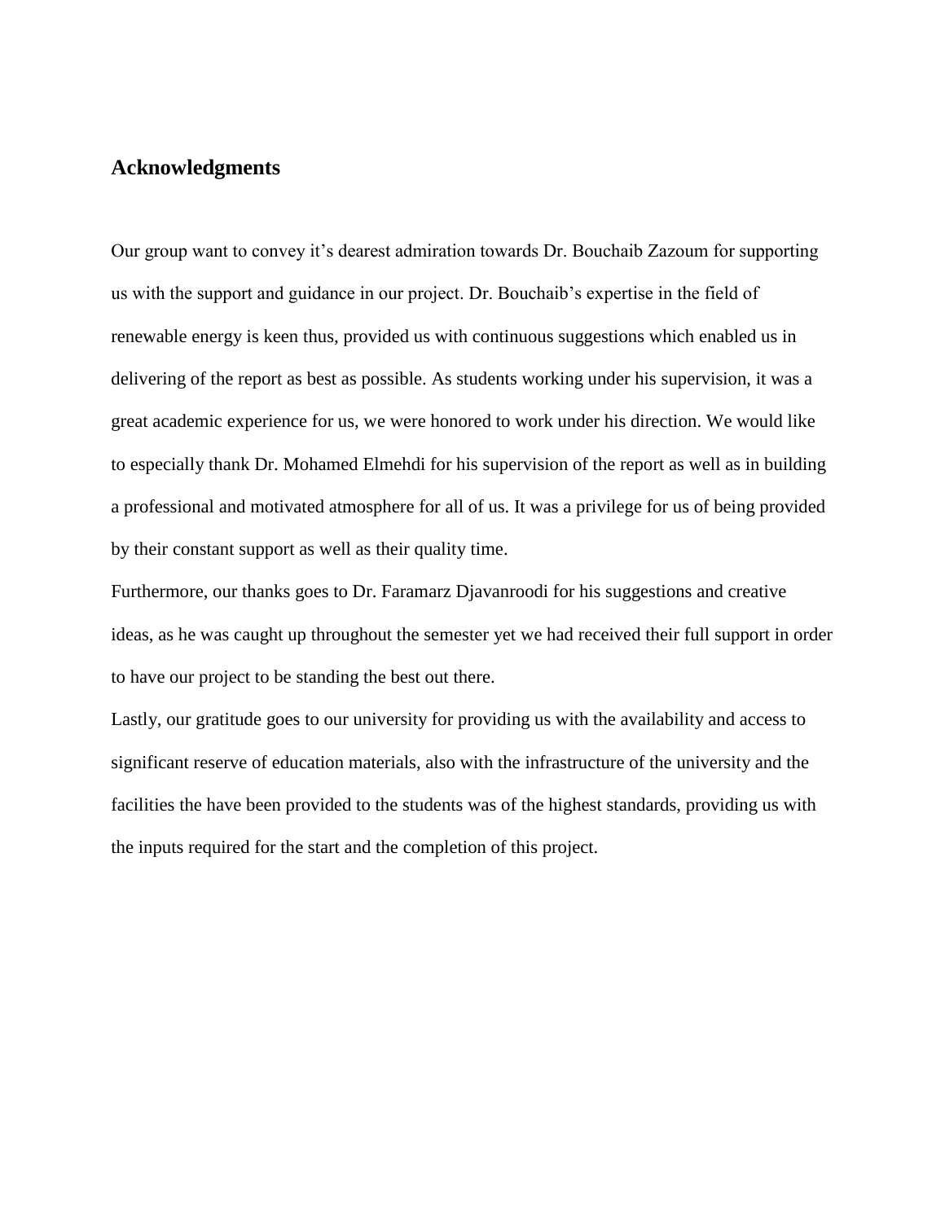## Acknowledgments

Our group want to convey it's dearest admiration towards Dr. Bouchaib Zazoum for supporting us with the support and guidance in our project. Dr. Bouchaib's expertise in the field of renewable energy is keen thus, provided us with continuous suggestions which enabled us in delivering of the report as best as possible. As students working under his supervision, it was a great academic experience for us, we were honored to work under his direction. We would like to especially thank Dr. Mohamed Elmehdi for his supervision of the report as well as in building a professional and motivated atmosphere for all of us. It was a privilege for us of being provided by their constant support as well as their quality time.

Furthermore, our thanks goes to Dr. Faramarz Djavanroodi for his suggestions and creative ideas, as he was caught up throughout the semester yet we had received their full support in order to have our project to be standing the best out there.

Lastly, our gratitude goes to our university for providing us with the availability and access to significant reserve of education materials, also with the infrastructure of the university and the facilities the have been provided to the students was of the highest standards, providing us with the inputs required for the start and the completion of this project.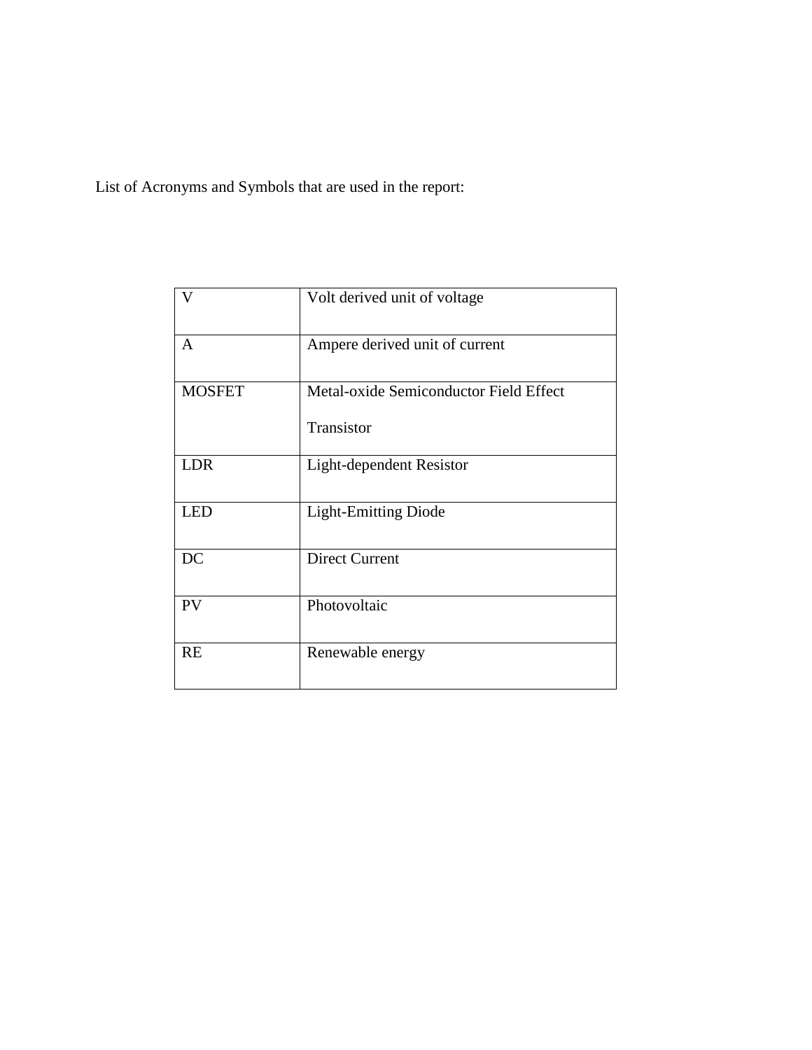List of Acronyms and Symbols that are used in the report:

| | |
|---|---|
| V | Volt derived unit of voltage |
| A | Ampere derived unit of current |
| MOSFET | Metal-oxide Semiconductor Field Effect Transistor |
| LDR | Light-dependent Resistor |
| LED | Light-Emitting Diode |
| DC | Direct Current |
| PV | Photovoltaic |
| RE | Renewable energy |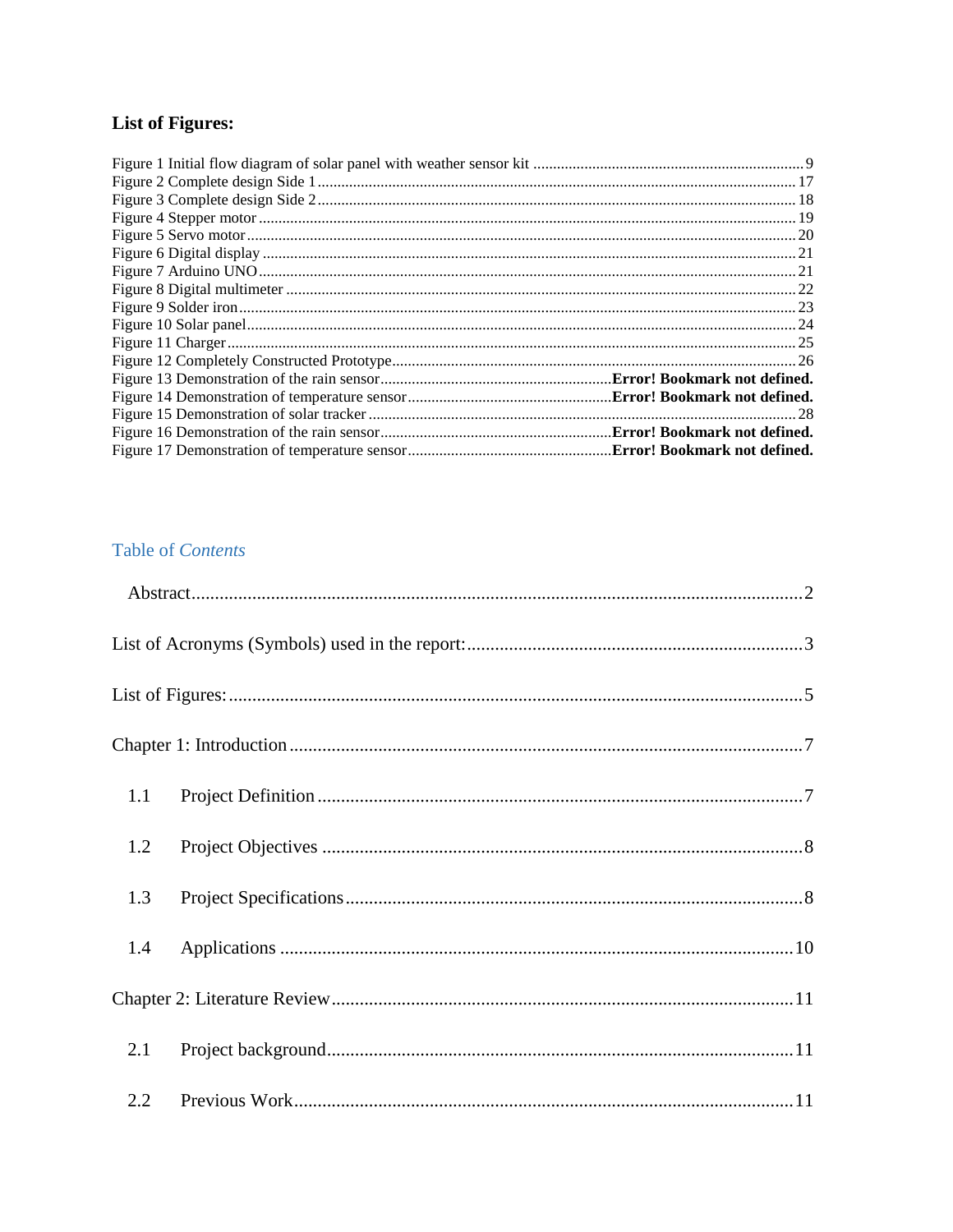### List of Figures:

Figure 1 Initial flow diagram of solar panel with weather sensor kit .......... 9
Figure 2 Complete design Side 1 .......... 17
Figure 3 Complete design Side 2 .......... 18
Figure 4 Stepper motor .......... 19
Figure 5 Servo motor .......... 20
Figure 6 Digital display .......... 21
Figure 7 Arduino UNO .......... 21
Figure 8 Digital multimeter .......... 22
Figure 9 Solder iron .......... 23
Figure 10 Solar panel .......... 24
Figure 11 Charger .......... 25
Figure 12 Completely Constructed Prototype .......... 26
Figure 13 Demonstration of the rain sensor .......... **Error! Bookmark not defined.**
Figure 14 Demonstration of temperature sensor .......... **Error! Bookmark not defined.**
Figure 15 Demonstration of solar tracker .......... 28
Figure 16 Demonstration of the rain sensor .......... **Error! Bookmark not defined.**
Figure 17 Demonstration of temperature sensor .......... **Error! Bookmark not defined.**

## Table of *Contents*

Abstract .......... 2

List of Acronyms (Symbols) used in the report: .......... 3

List of Figures: .......... 5

Chapter 1: Introduction .......... 7

1.1 Project Definition .......... 7

1.2 Project Objectives .......... 8

1.3 Project Specifications .......... 8

1.4 Applications .......... 10

Chapter 2: Literature Review .......... 11

2.1 Project background .......... 11

2.2 Previous Work .......... 11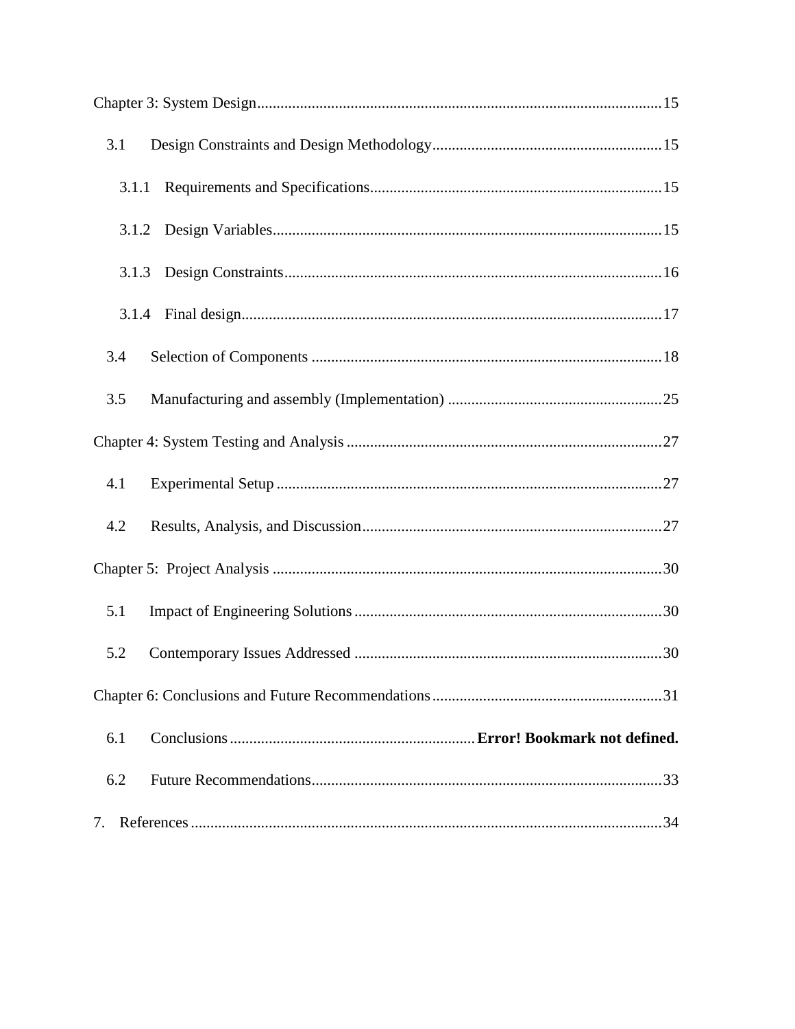Chapter 3: System Design....................................................................................................15

3.1 Design Constraints and Design Methodology..........................................................15

3.1.1 Requirements and Specifications..........................................................................15

3.1.2 Design Variables...................................................................................................15

3.1.3 Design Constraints................................................................................................16

3.1.4 Final design...........................................................................................................17

3.4 Selection of Components .........................................................................................18

3.5 Manufacturing and assembly (Implementation) .......................................................25

Chapter 4: System Testing and Analysis ................................................................................27

4.1 Experimental Setup ..................................................................................................27

4.2 Results, Analysis, and Discussion............................................................................27

Chapter 5: Project Analysis ...................................................................................................30

5.1 Impact of Engineering Solutions ..............................................................................30

5.2 Contemporary Issues Addressed ..............................................................................30

Chapter 6: Conclusions and Future Recommendations..........................................................31

6.1 Conclusions ..............................................................**Error! Bookmark not defined.**

6.2 Future Recommendations.........................................................................................33

7. References ........................................................................................................................34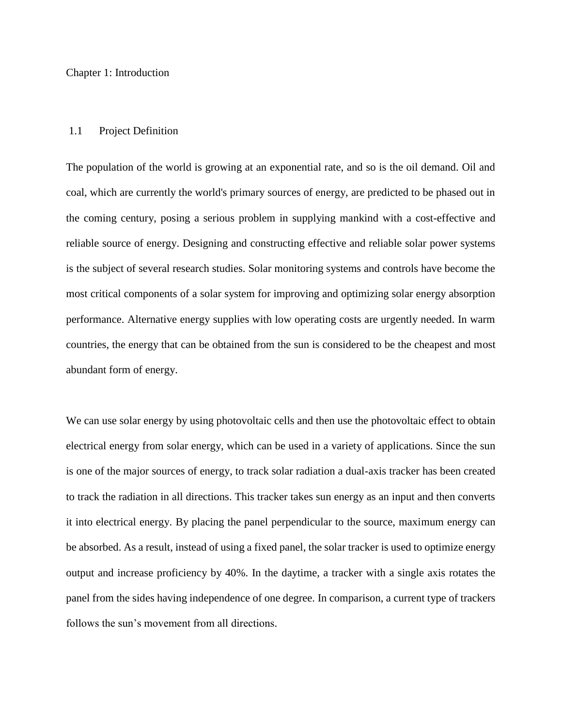# Chapter 1: Introduction

## 1.1 Project Definition

The population of the world is growing at an exponential rate, and so is the oil demand. Oil and coal, which are currently the world's primary sources of energy, are predicted to be phased out in the coming century, posing a serious problem in supplying mankind with a cost-effective and reliable source of energy. Designing and constructing effective and reliable solar power systems is the subject of several research studies. Solar monitoring systems and controls have become the most critical components of a solar system for improving and optimizing solar energy absorption performance. Alternative energy supplies with low operating costs are urgently needed. In warm countries, the energy that can be obtained from the sun is considered to be the cheapest and most abundant form of energy.

We can use solar energy by using photovoltaic cells and then use the photovoltaic effect to obtain electrical energy from solar energy, which can be used in a variety of applications. Since the sun is one of the major sources of energy, to track solar radiation a dual-axis tracker has been created to track the radiation in all directions. This tracker takes sun energy as an input and then converts it into electrical energy. By placing the panel perpendicular to the source, maximum energy can be absorbed. As a result, instead of using a fixed panel, the solar tracker is used to optimize energy output and increase proficiency by 40%. In the daytime, a tracker with a single axis rotates the panel from the sides having independence of one degree. In comparison, a current type of trackers follows the sun's movement from all directions.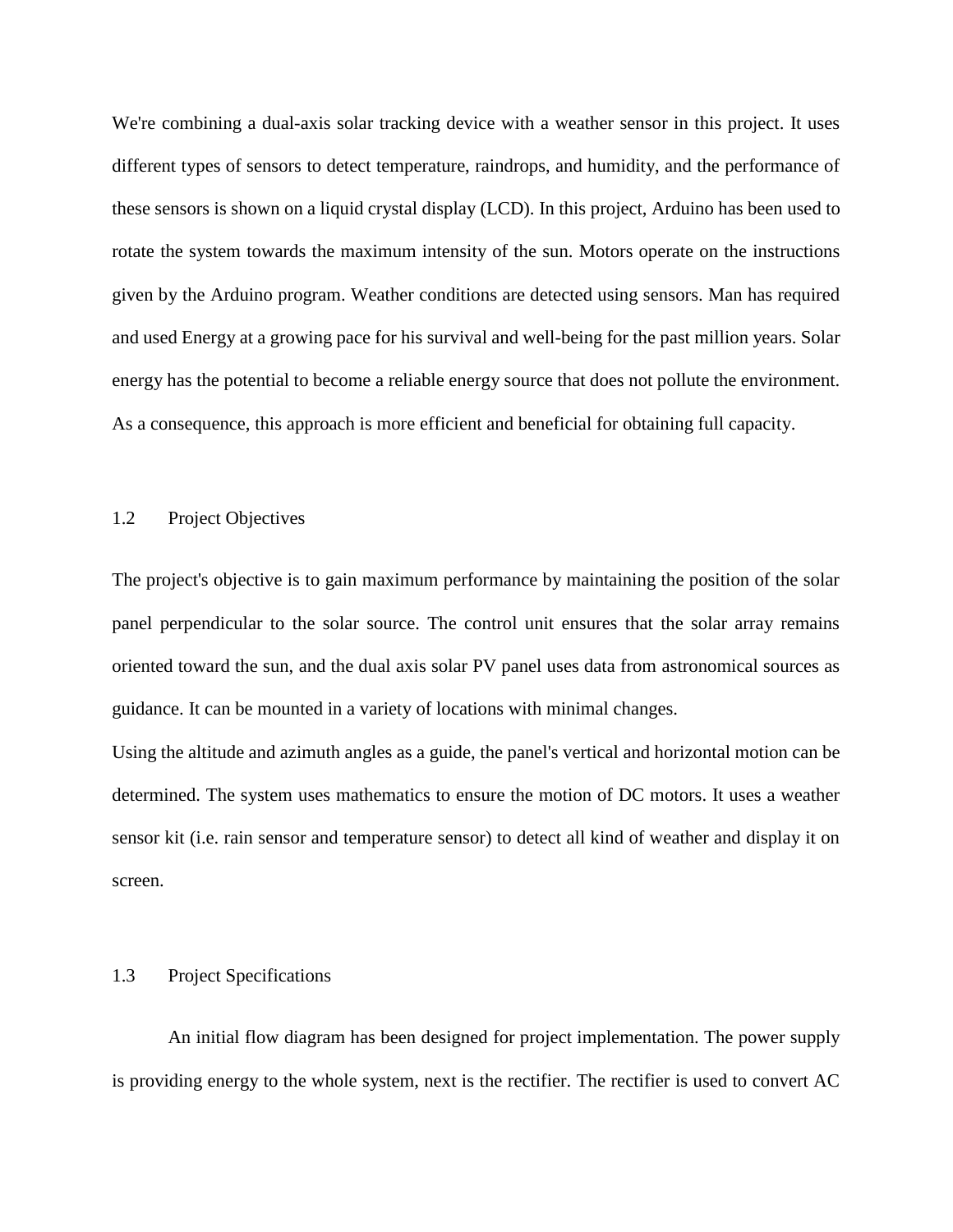We're combining a dual-axis solar tracking device with a weather sensor in this project. It uses different types of sensors to detect temperature, raindrops, and humidity, and the performance of these sensors is shown on a liquid crystal display (LCD). In this project, Arduino has been used to rotate the system towards the maximum intensity of the sun. Motors operate on the instructions given by the Arduino program. Weather conditions are detected using sensors. Man has required and used Energy at a growing pace for his survival and well-being for the past million years. Solar energy has the potential to become a reliable energy source that does not pollute the environment. As a consequence, this approach is more efficient and beneficial for obtaining full capacity.

## 1.2 Project Objectives

The project's objective is to gain maximum performance by maintaining the position of the solar panel perpendicular to the solar source. The control unit ensures that the solar array remains oriented toward the sun, and the dual axis solar PV panel uses data from astronomical sources as guidance. It can be mounted in a variety of locations with minimal changes.

Using the altitude and azimuth angles as a guide, the panel's vertical and horizontal motion can be determined. The system uses mathematics to ensure the motion of DC motors. It uses a weather sensor kit (i.e. rain sensor and temperature sensor) to detect all kind of weather and display it on screen.

## 1.3 Project Specifications

An initial flow diagram has been designed for project implementation. The power supply is providing energy to the whole system, next is the rectifier. The rectifier is used to convert AC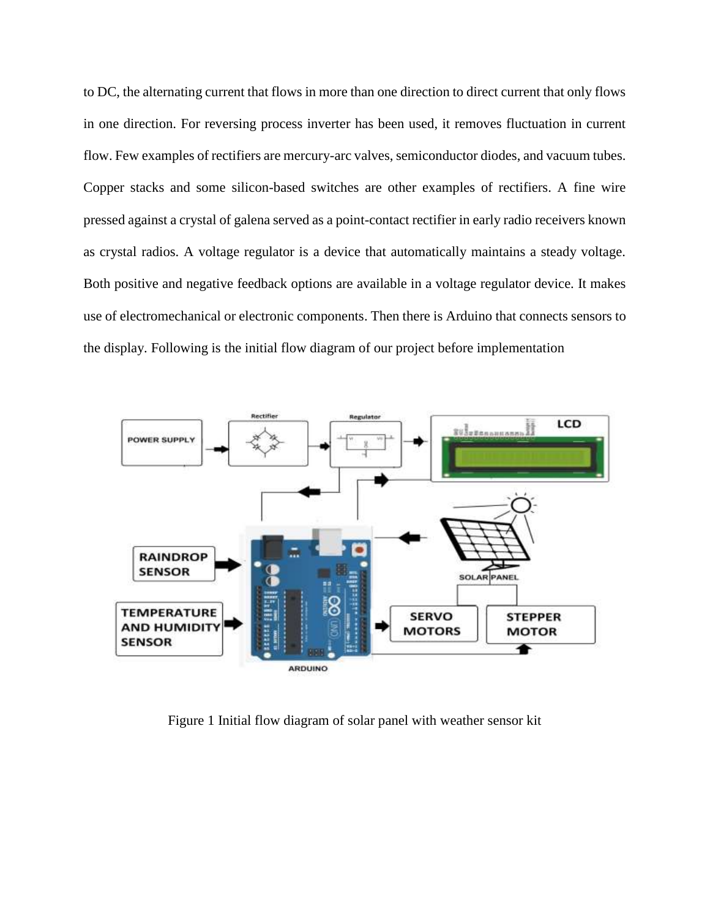to DC, the alternating current that flows in more than one direction to direct current that only flows in one direction. For reversing process inverter has been used, it removes fluctuation in current flow. Few examples of rectifiers are mercury-arc valves, semiconductor diodes, and vacuum tubes. Copper stacks and some silicon-based switches are other examples of rectifiers. A fine wire pressed against a crystal of galena served as a point-contact rectifier in early radio receivers known as crystal radios. A voltage regulator is a device that automatically maintains a steady voltage. Both positive and negative feedback options are available in a voltage regulator device. It makes use of electromechanical or electronic components. Then there is Arduino that connects sensors to the display. Following is the initial flow diagram of our project before implementation

Figure 1 Initial flow diagram of solar panel with weather sensor kit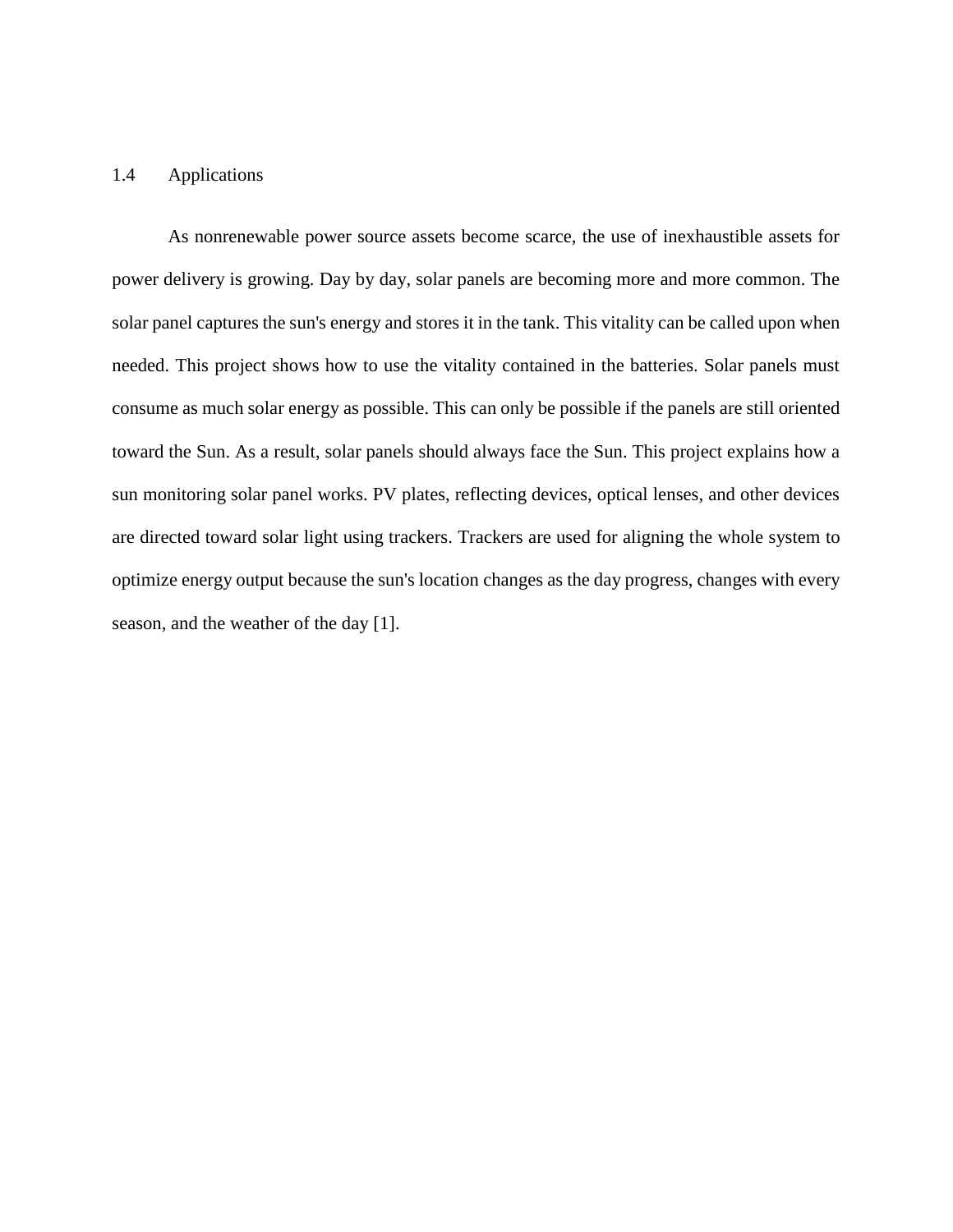## 1.4 Applications

As nonrenewable power source assets become scarce, the use of inexhaustible assets for power delivery is growing. Day by day, solar panels are becoming more and more common. The solar panel captures the sun's energy and stores it in the tank. This vitality can be called upon when needed. This project shows how to use the vitality contained in the batteries. Solar panels must consume as much solar energy as possible. This can only be possible if the panels are still oriented toward the Sun. As a result, solar panels should always face the Sun. This project explains how a sun monitoring solar panel works. PV plates, reflecting devices, optical lenses, and other devices are directed toward solar light using trackers. Trackers are used for aligning the whole system to optimize energy output because the sun's location changes as the day progress, changes with every season, and the weather of the day [1].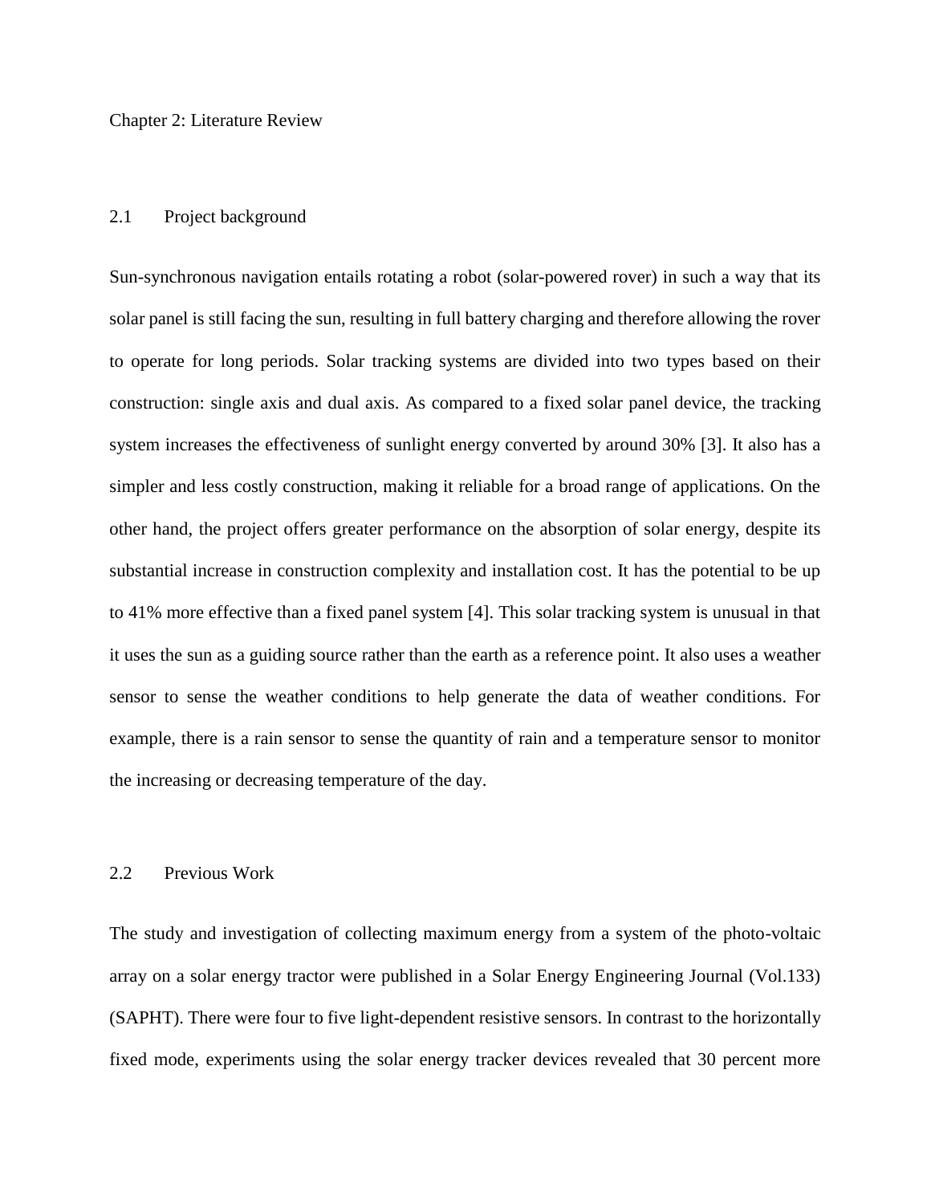# Chapter 2: Literature Review

## 2.1 Project background

Sun-synchronous navigation entails rotating a robot (solar-powered rover) in such a way that its solar panel is still facing the sun, resulting in full battery charging and therefore allowing the rover to operate for long periods. Solar tracking systems are divided into two types based on their construction: single axis and dual axis. As compared to a fixed solar panel device, the tracking system increases the effectiveness of sunlight energy converted by around 30% [3]. It also has a simpler and less costly construction, making it reliable for a broad range of applications. On the other hand, the project offers greater performance on the absorption of solar energy, despite its substantial increase in construction complexity and installation cost. It has the potential to be up to 41% more effective than a fixed panel system [4]. This solar tracking system is unusual in that it uses the sun as a guiding source rather than the earth as a reference point. It also uses a weather sensor to sense the weather conditions to help generate the data of weather conditions. For example, there is a rain sensor to sense the quantity of rain and a temperature sensor to monitor the increasing or decreasing temperature of the day.

## 2.2 Previous Work

The study and investigation of collecting maximum energy from a system of the photo-voltaic array on a solar energy tractor were published in a Solar Energy Engineering Journal (Vol.133) (SAPHT). There were four to five light-dependent resistive sensors. In contrast to the horizontally fixed mode, experiments using the solar energy tracker devices revealed that 30 percent more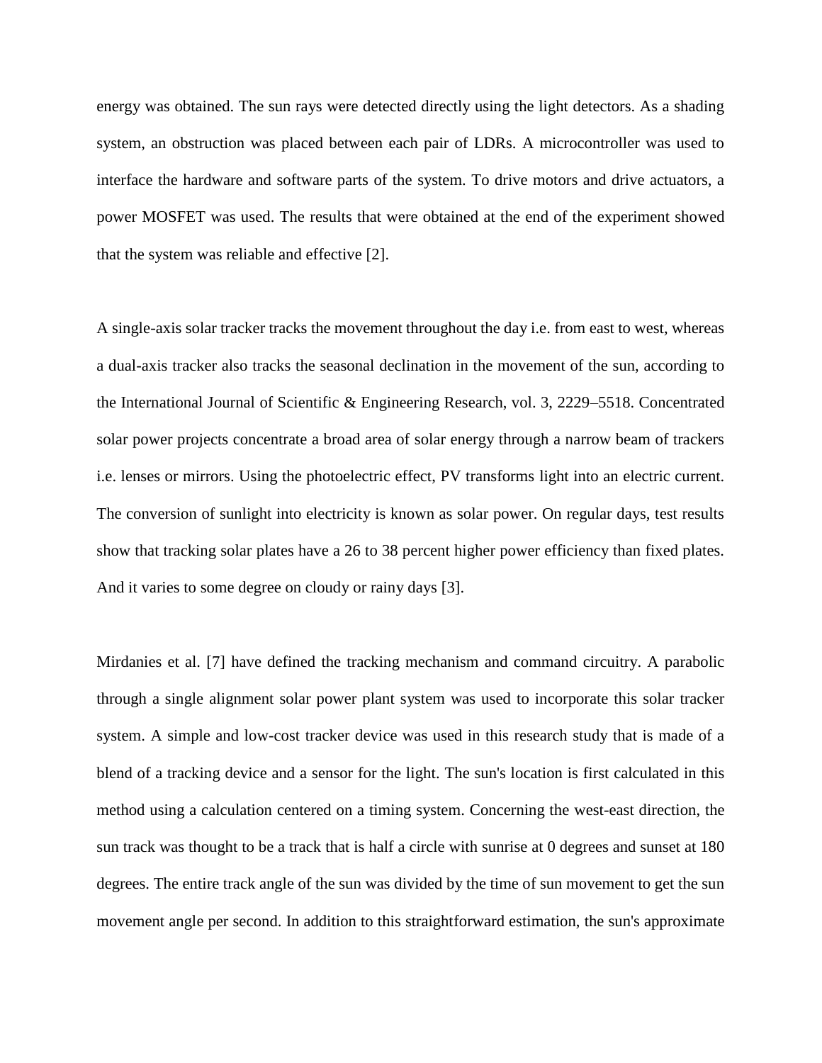energy was obtained. The sun rays were detected directly using the light detectors. As a shading system, an obstruction was placed between each pair of LDRs. A microcontroller was used to interface the hardware and software parts of the system. To drive motors and drive actuators, a power MOSFET was used. The results that were obtained at the end of the experiment showed that the system was reliable and effective [2].

A single-axis solar tracker tracks the movement throughout the day i.e. from east to west, whereas a dual-axis tracker also tracks the seasonal declination in the movement of the sun, according to the International Journal of Scientific & Engineering Research, vol. 3, 2229–5518. Concentrated solar power projects concentrate a broad area of solar energy through a narrow beam of trackers i.e. lenses or mirrors. Using the photoelectric effect, PV transforms light into an electric current. The conversion of sunlight into electricity is known as solar power. On regular days, test results show that tracking solar plates have a 26 to 38 percent higher power efficiency than fixed plates. And it varies to some degree on cloudy or rainy days [3].

Mirdanies et al. [7] have defined the tracking mechanism and command circuitry. A parabolic through a single alignment solar power plant system was used to incorporate this solar tracker system. A simple and low-cost tracker device was used in this research study that is made of a blend of a tracking device and a sensor for the light. The sun's location is first calculated in this method using a calculation centered on a timing system. Concerning the west-east direction, the sun track was thought to be a track that is half a circle with sunrise at 0 degrees and sunset at 180 degrees. The entire track angle of the sun was divided by the time of sun movement to get the sun movement angle per second. In addition to this straightforward estimation, the sun's approximate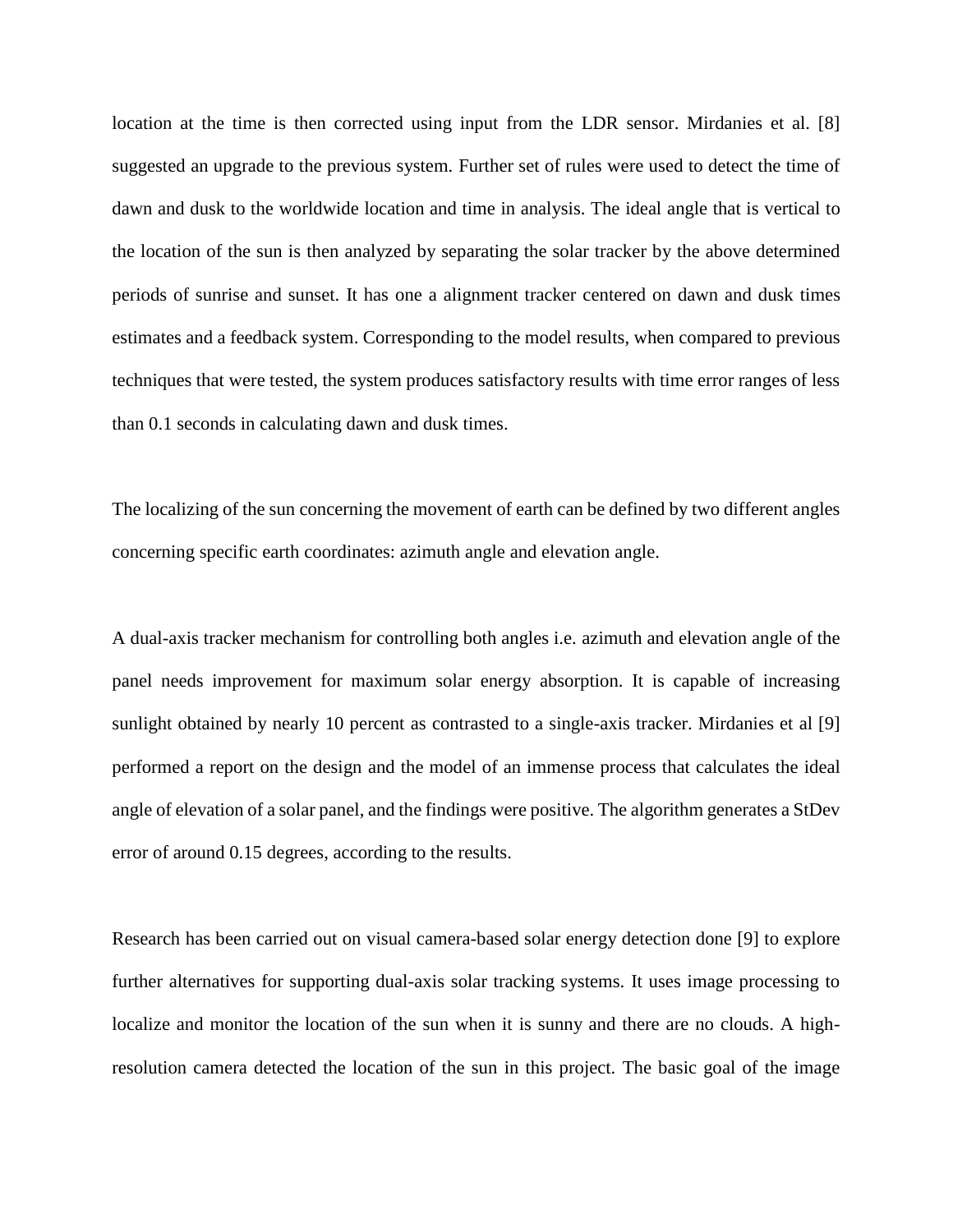location at the time is then corrected using input from the LDR sensor. Mirdanies et al. [8] suggested an upgrade to the previous system. Further set of rules were used to detect the time of dawn and dusk to the worldwide location and time in analysis. The ideal angle that is vertical to the location of the sun is then analyzed by separating the solar tracker by the above determined periods of sunrise and sunset. It has one a alignment tracker centered on dawn and dusk times estimates and a feedback system. Corresponding to the model results, when compared to previous techniques that were tested, the system produces satisfactory results with time error ranges of less than 0.1 seconds in calculating dawn and dusk times.

The localizing of the sun concerning the movement of earth can be defined by two different angles concerning specific earth coordinates: azimuth angle and elevation angle.

A dual-axis tracker mechanism for controlling both angles i.e. azimuth and elevation angle of the panel needs improvement for maximum solar energy absorption. It is capable of increasing sunlight obtained by nearly 10 percent as contrasted to a single-axis tracker. Mirdanies et al [9] performed a report on the design and the model of an immense process that calculates the ideal angle of elevation of a solar panel, and the findings were positive. The algorithm generates a StDev error of around 0.15 degrees, according to the results.

Research has been carried out on visual camera-based solar energy detection done [9] to explore further alternatives for supporting dual-axis solar tracking systems. It uses image processing to localize and monitor the location of the sun when it is sunny and there are no clouds. A high-resolution camera detected the location of the sun in this project. The basic goal of the image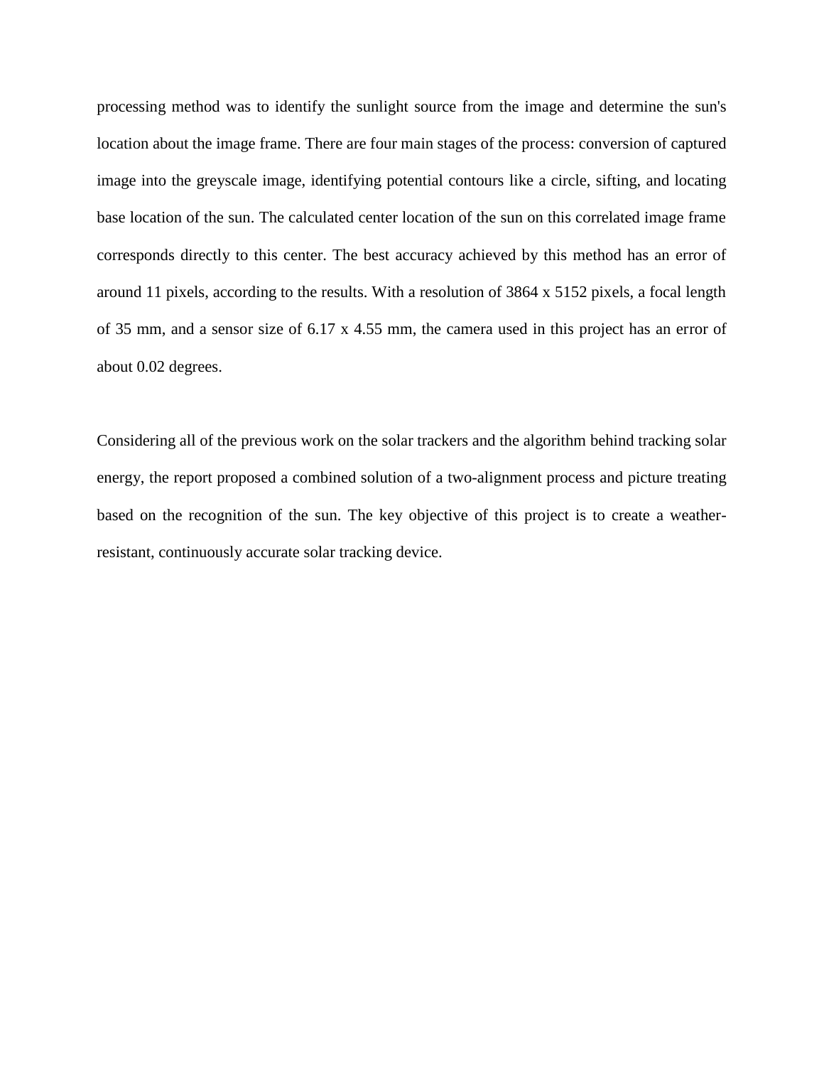processing method was to identify the sunlight source from the image and determine the sun's location about the image frame. There are four main stages of the process: conversion of captured image into the greyscale image, identifying potential contours like a circle, sifting, and locating base location of the sun. The calculated center location of the sun on this correlated image frame corresponds directly to this center. The best accuracy achieved by this method has an error of around 11 pixels, according to the results. With a resolution of 3864 x 5152 pixels, a focal length of 35 mm, and a sensor size of 6.17 x 4.55 mm, the camera used in this project has an error of about 0.02 degrees.

Considering all of the previous work on the solar trackers and the algorithm behind tracking solar energy, the report proposed a combined solution of a two-alignment process and picture treating based on the recognition of the sun. The key objective of this project is to create a weather-resistant, continuously accurate solar tracking device.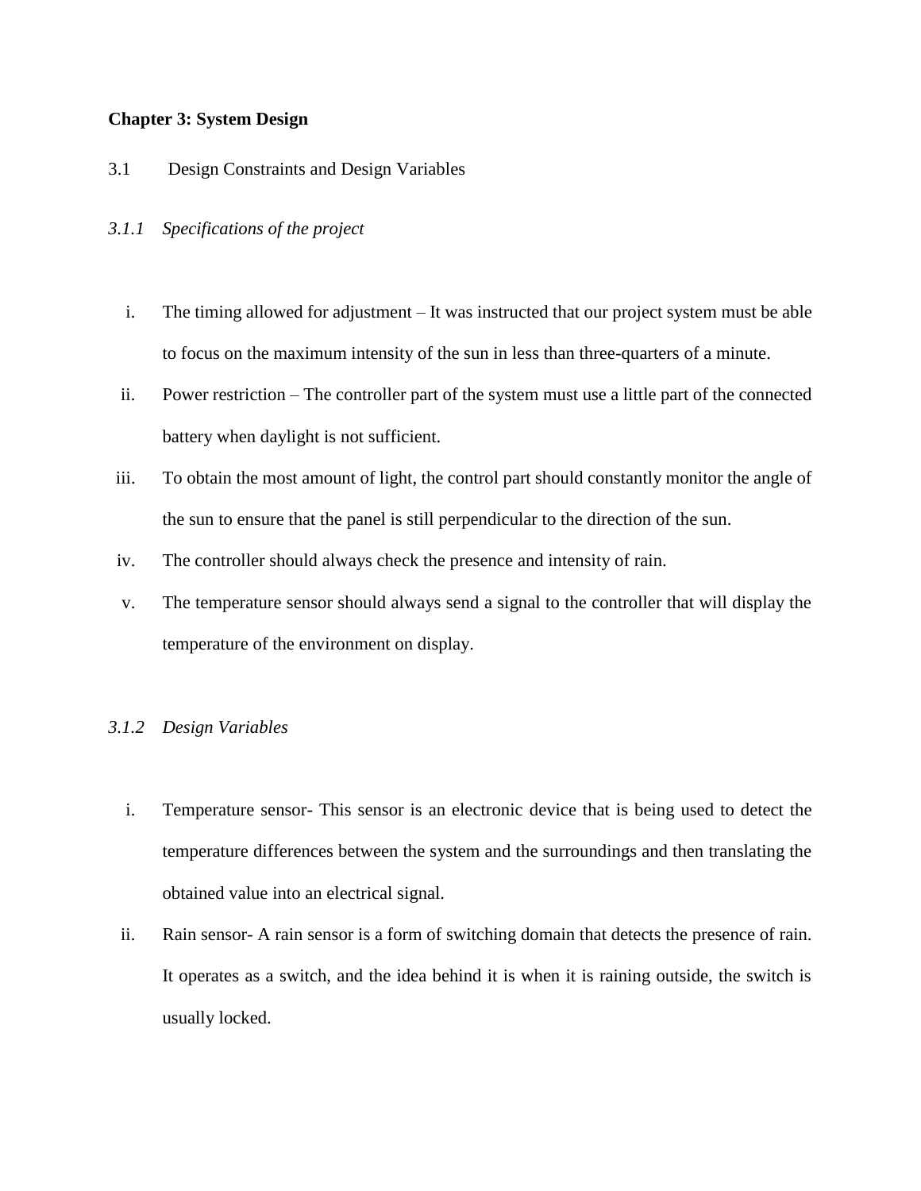## Chapter 3: System Design

### 3.1 Design Constraints and Design Variables

#### *3.1.1 Specifications of the project*

i. The timing allowed for adjustment – It was instructed that our project system must be able to focus on the maximum intensity of the sun in less than three-quarters of a minute.

ii. Power restriction – The controller part of the system must use a little part of the connected battery when daylight is not sufficient.

iii. To obtain the most amount of light, the control part should constantly monitor the angle of the sun to ensure that the panel is still perpendicular to the direction of the sun.

iv. The controller should always check the presence and intensity of rain.

v. The temperature sensor should always send a signal to the controller that will display the temperature of the environment on display.

#### *3.1.2 Design Variables*

i. Temperature sensor- This sensor is an electronic device that is being used to detect the temperature differences between the system and the surroundings and then translating the obtained value into an electrical signal.

ii. Rain sensor- A rain sensor is a form of switching domain that detects the presence of rain. It operates as a switch, and the idea behind it is when it is raining outside, the switch is usually locked.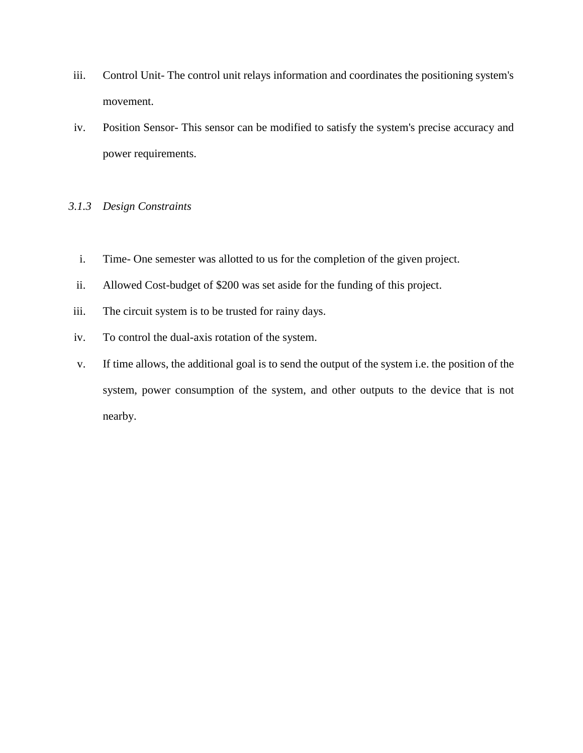iii. Control Unit- The control unit relays information and coordinates the positioning system's movement.

iv. Position Sensor- This sensor can be modified to satisfy the system's precise accuracy and power requirements.

### *3.1.3 Design Constraints*

i. Time- One semester was allotted to us for the completion of the given project.

ii. Allowed Cost-budget of $200 was set aside for the funding of this project.

iii. The circuit system is to be trusted for rainy days.

iv. To control the dual-axis rotation of the system.

v. If time allows, the additional goal is to send the output of the system i.e. the position of the system, power consumption of the system, and other outputs to the device that is not nearby.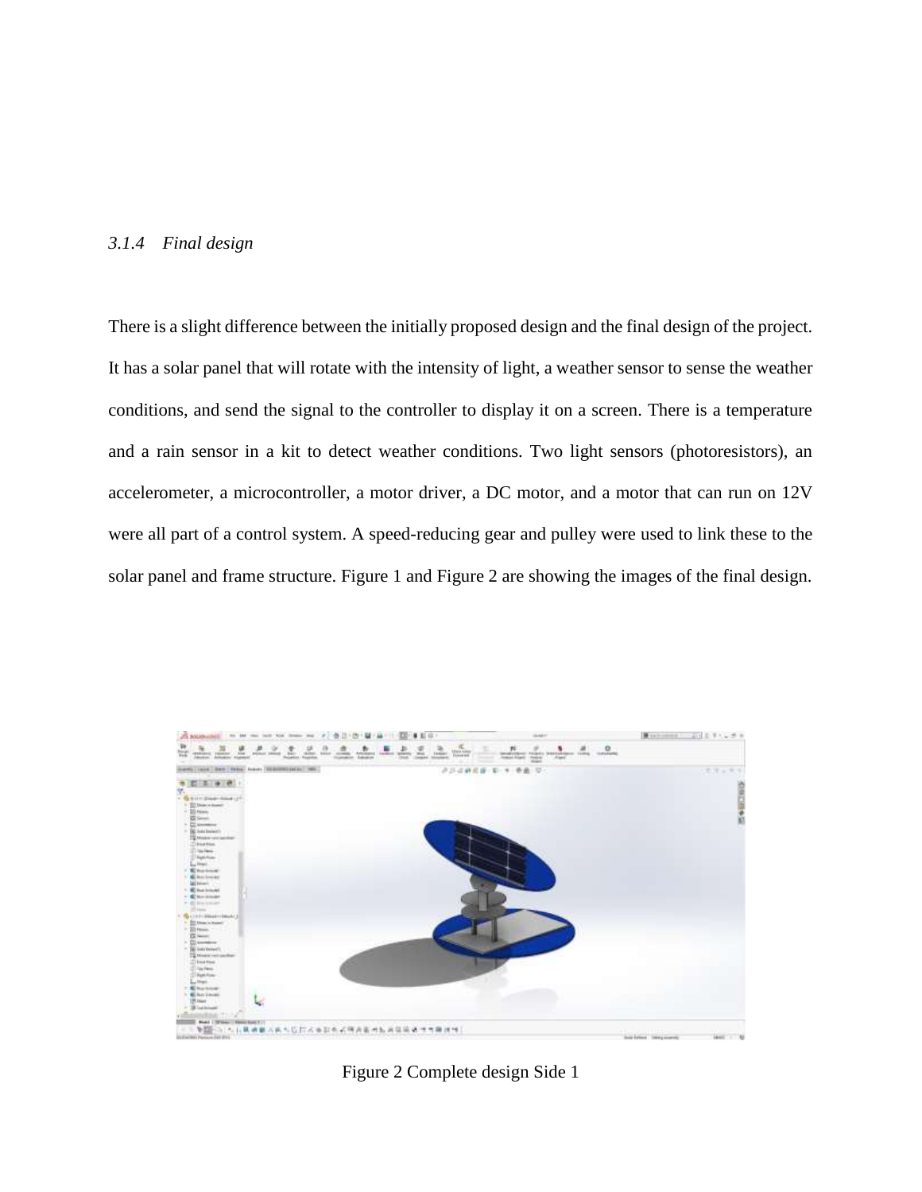### *3.1.4 Final design*

There is a slight difference between the initially proposed design and the final design of the project. It has a solar panel that will rotate with the intensity of light, a weather sensor to sense the weather conditions, and send the signal to the controller to display it on a screen. There is a temperature and a rain sensor in a kit to detect weather conditions. Two light sensors (photoresistors), an accelerometer, a microcontroller, a motor driver, a DC motor, and a motor that can run on 12V were all part of a control system. A speed-reducing gear and pulley were used to link these to the solar panel and frame structure. Figure 1 and Figure 2 are showing the images of the final design.

Figure 2 Complete design Side 1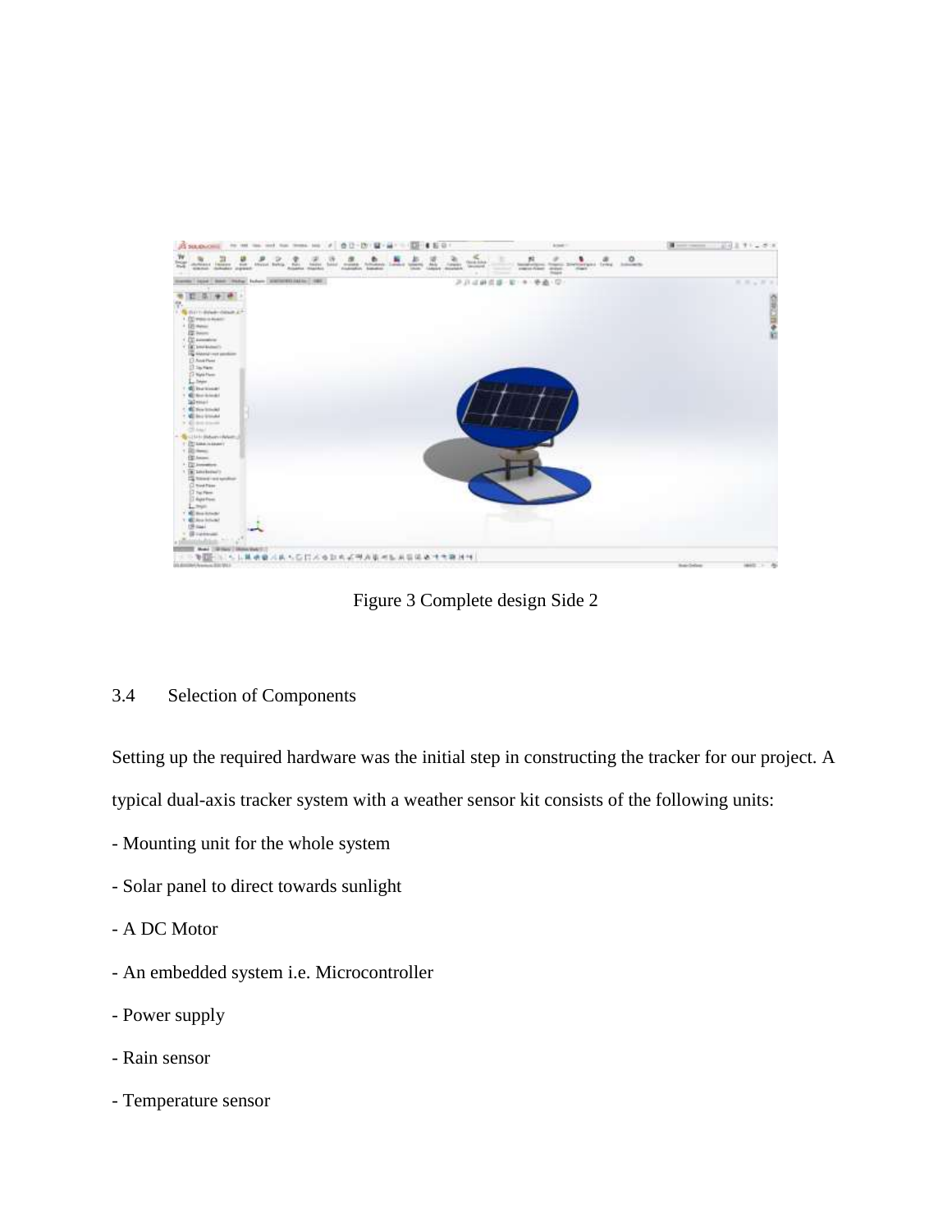Figure 3 Complete design Side 2

## 3.4 Selection of Components

Setting up the required hardware was the initial step in constructing the tracker for our project. A typical dual-axis tracker system with a weather sensor kit consists of the following units:

- Mounting unit for the whole system
- Solar panel to direct towards sunlight
- A DC Motor
- An embedded system i.e. Microcontroller
- Power supply
- Rain sensor
- Temperature sensor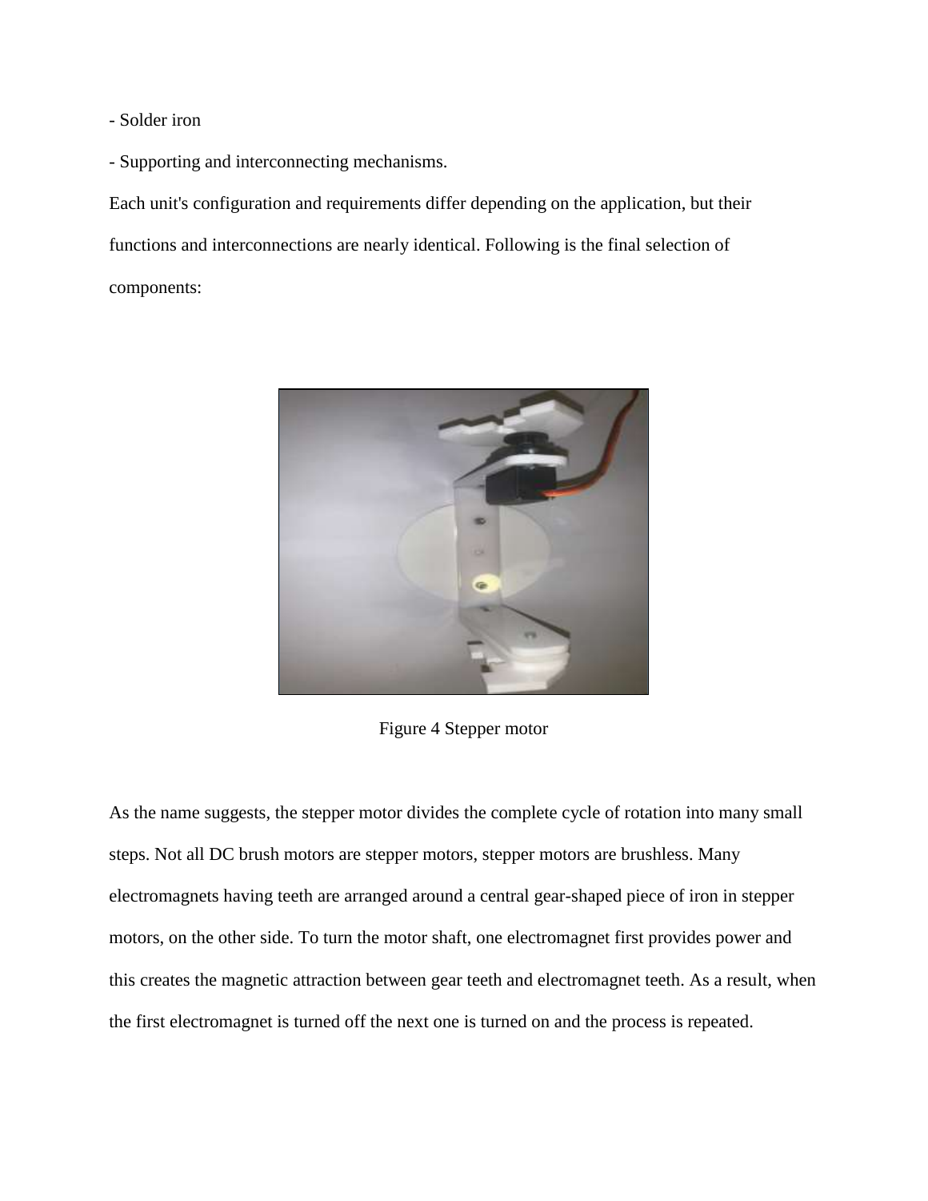- Solder iron

- Supporting and interconnecting mechanisms.

Each unit's configuration and requirements differ depending on the application, but their functions and interconnections are nearly identical. Following is the final selection of components:

Figure 4 Stepper motor

As the name suggests, the stepper motor divides the complete cycle of rotation into many small steps. Not all DC brush motors are stepper motors, stepper motors are brushless. Many electromagnets having teeth are arranged around a central gear-shaped piece of iron in stepper motors, on the other side. To turn the motor shaft, one electromagnet first provides power and this creates the magnetic attraction between gear teeth and electromagnet teeth. As a result, when the first electromagnet is turned off the next one is turned on and the process is repeated.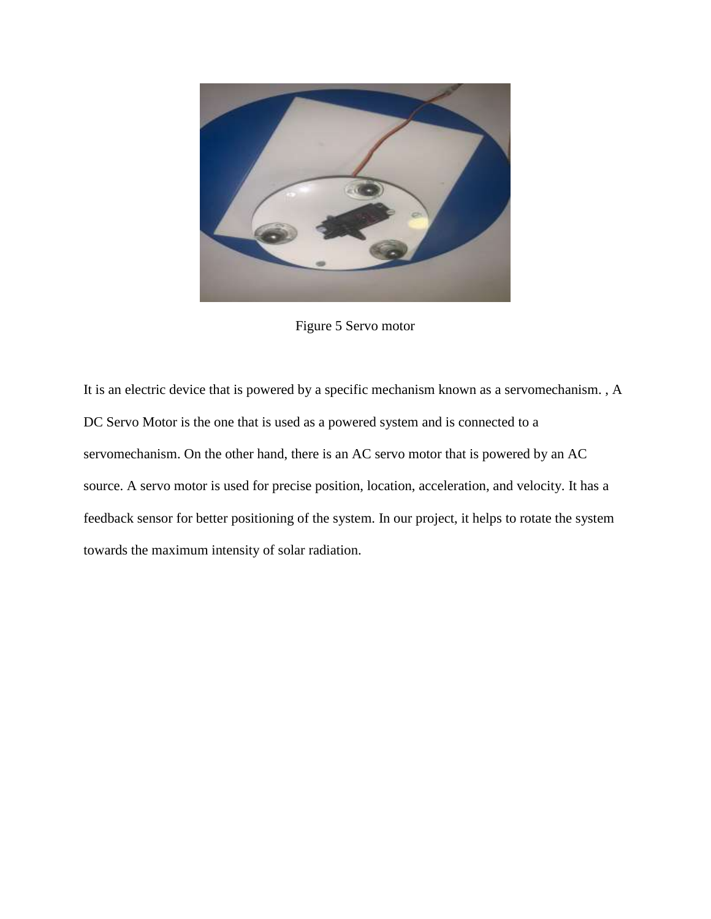Figure 5 Servo motor

It is an electric device that is powered by a specific mechanism known as a servomechanism. , A DC Servo Motor is the one that is used as a powered system and is connected to a servomechanism. On the other hand, there is an AC servo motor that is powered by an AC source. A servo motor is used for precise position, location, acceleration, and velocity. It has a feedback sensor for better positioning of the system. In our project, it helps to rotate the system towards the maximum intensity of solar radiation.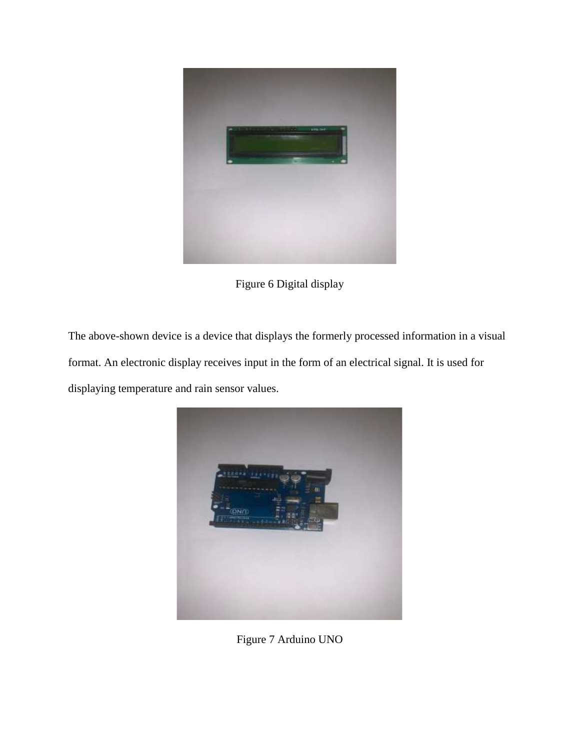Figure 6 Digital display

The above-shown device is a device that displays the formerly processed information in a visual format. An electronic display receives input in the form of an electrical signal. It is used for displaying temperature and rain sensor values.

Figure 7 Arduino UNO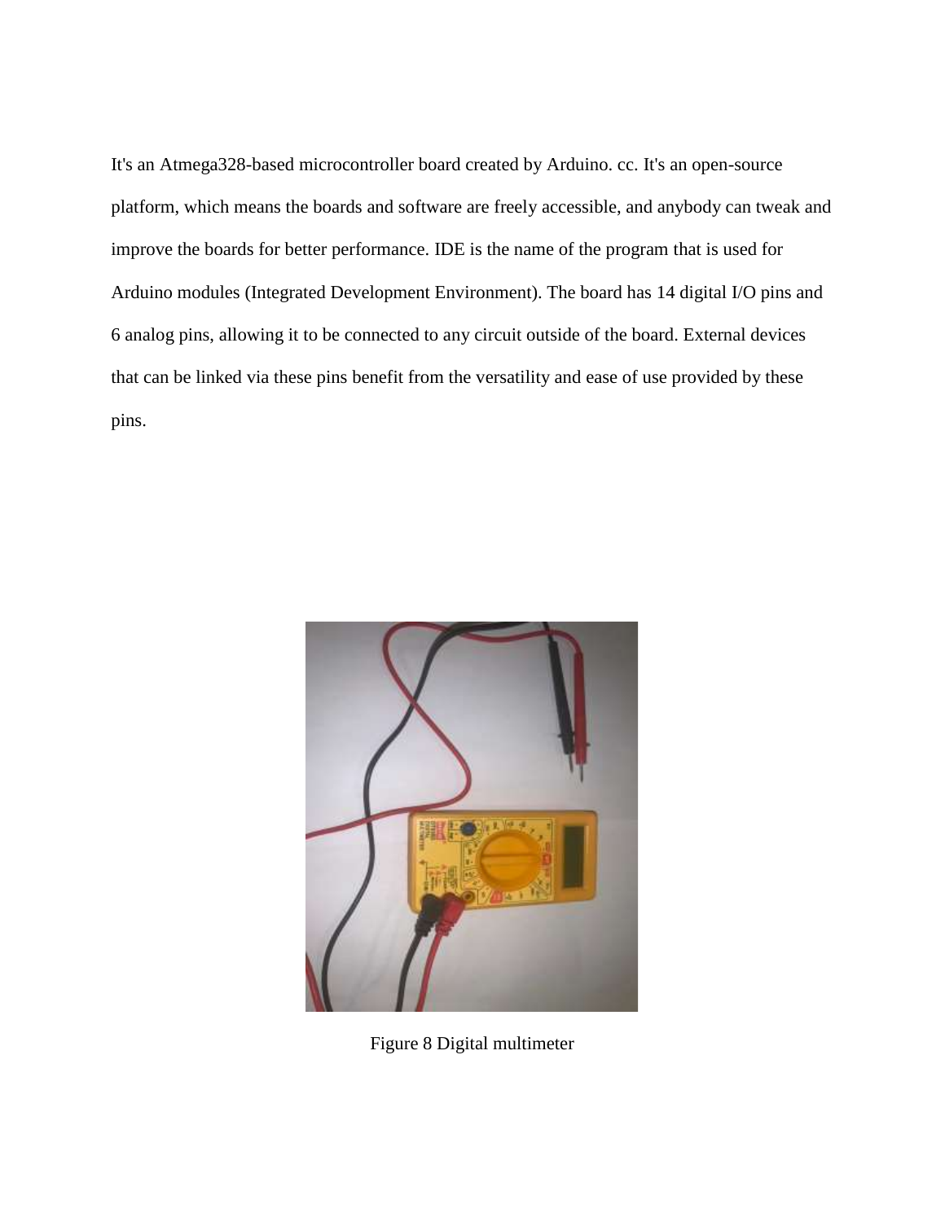It's an Atmega328-based microcontroller board created by Arduino. cc. It's an open-source platform, which means the boards and software are freely accessible, and anybody can tweak and improve the boards for better performance. IDE is the name of the program that is used for Arduino modules (Integrated Development Environment). The board has 14 digital I/O pins and 6 analog pins, allowing it to be connected to any circuit outside of the board. External devices that can be linked via these pins benefit from the versatility and ease of use provided by these pins.

Figure 8 Digital multimeter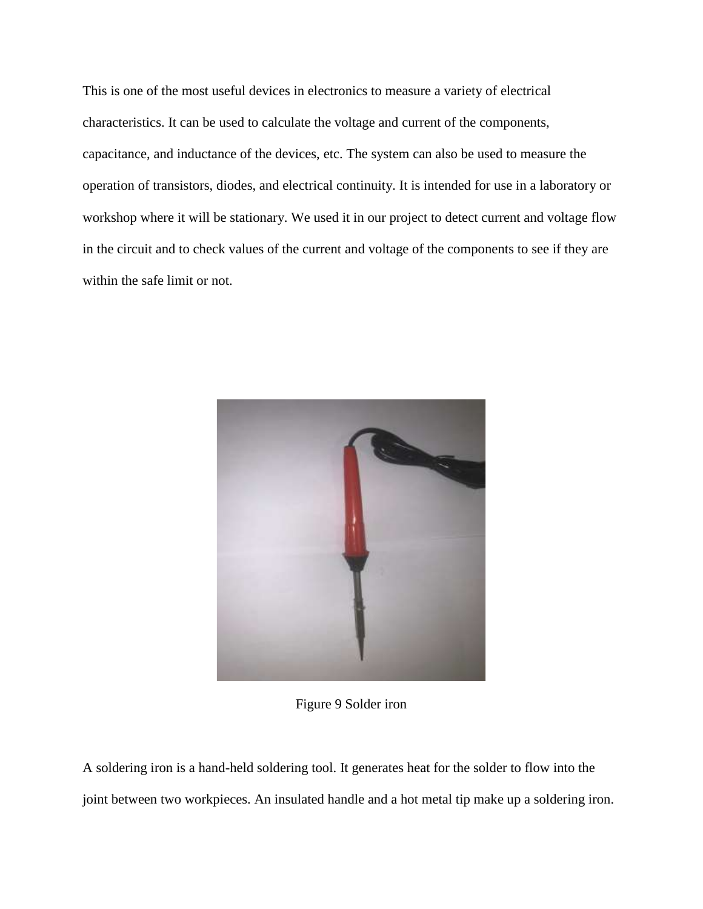This is one of the most useful devices in electronics to measure a variety of electrical characteristics. It can be used to calculate the voltage and current of the components, capacitance, and inductance of the devices, etc. The system can also be used to measure the operation of transistors, diodes, and electrical continuity. It is intended for use in a laboratory or workshop where it will be stationary. We used it in our project to detect current and voltage flow in the circuit and to check values of the current and voltage of the components to see if they are within the safe limit or not.

Figure 9 Solder iron

A soldering iron is a hand-held soldering tool. It generates heat for the solder to flow into the joint between two workpieces. An insulated handle and a hot metal tip make up a soldering iron.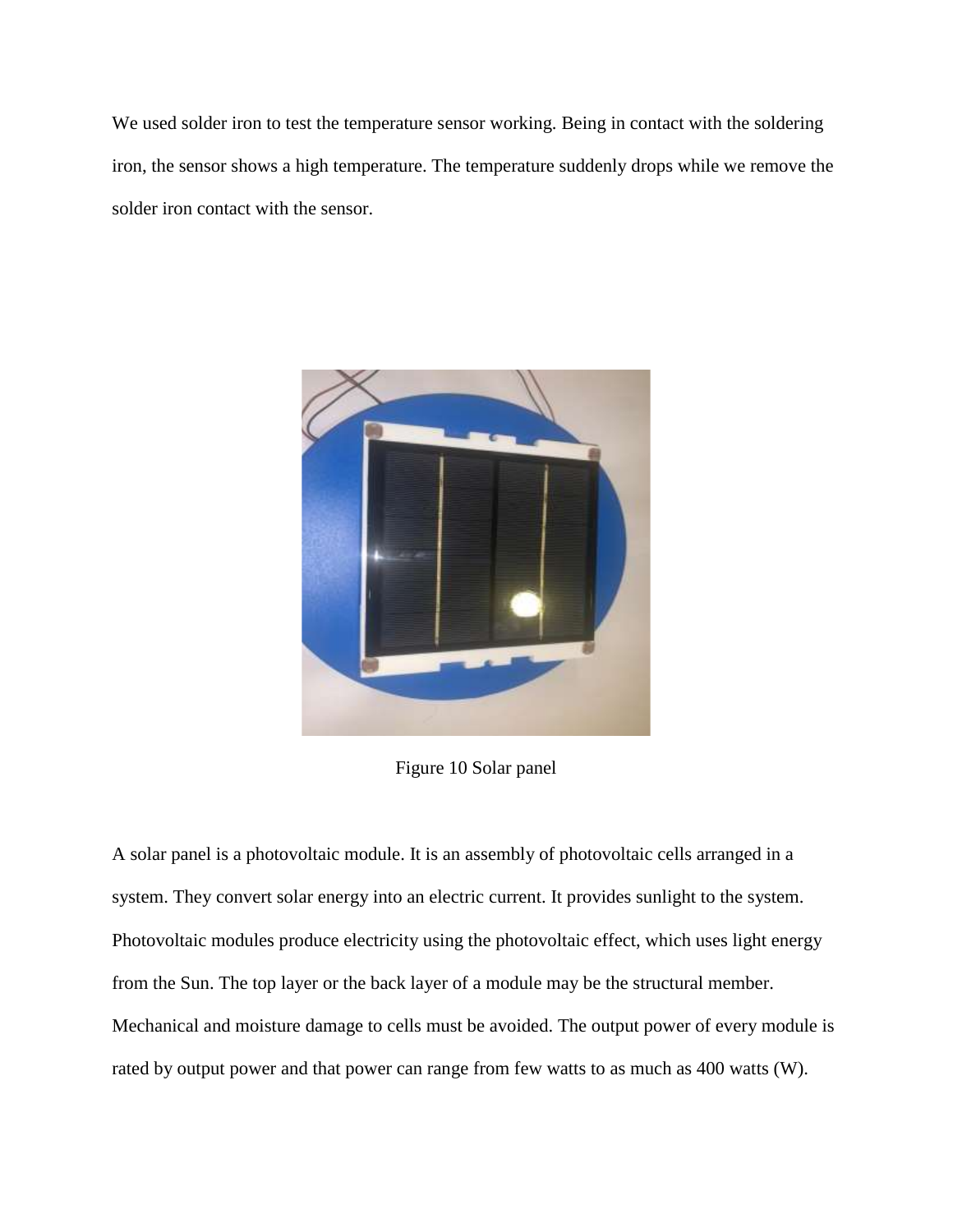We used solder iron to test the temperature sensor working. Being in contact with the soldering iron, the sensor shows a high temperature. The temperature suddenly drops while we remove the solder iron contact with the sensor.

Figure 10 Solar panel

A solar panel is a photovoltaic module. It is an assembly of photovoltaic cells arranged in a system. They convert solar energy into an electric current. It provides sunlight to the system. Photovoltaic modules produce electricity using the photovoltaic effect, which uses light energy from the Sun. The top layer or the back layer of a module may be the structural member. Mechanical and moisture damage to cells must be avoided. The output power of every module is rated by output power and that power can range from few watts to as much as 400 watts (W).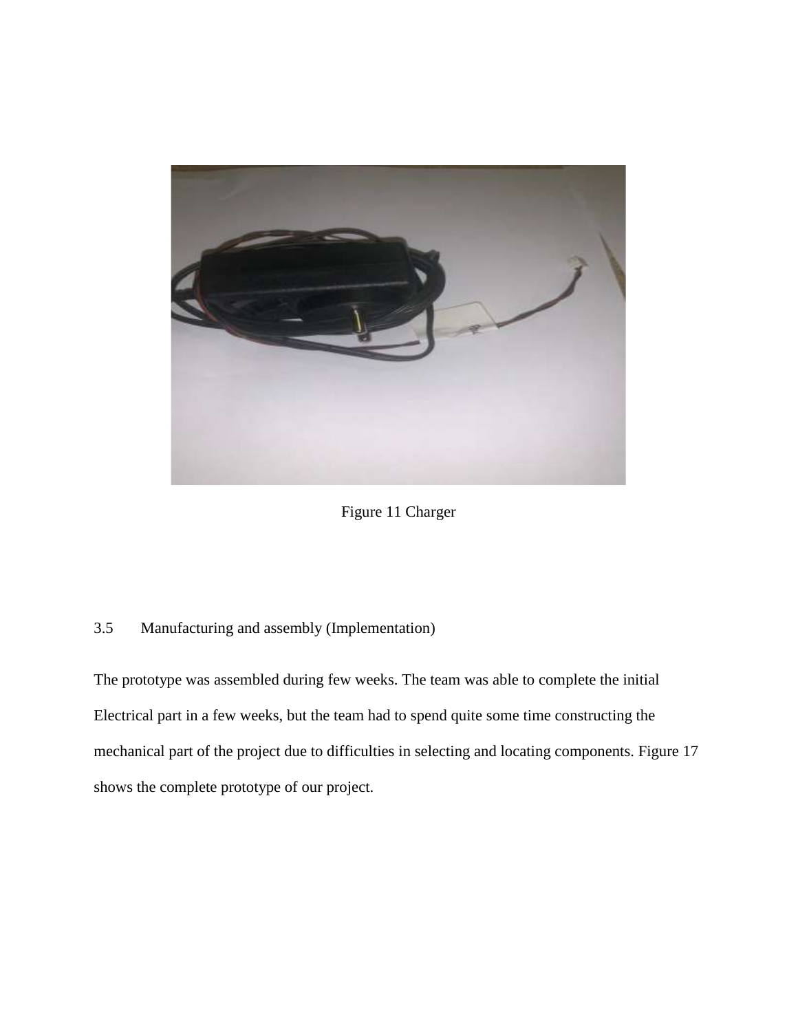Figure 11 Charger

## 3.5 Manufacturing and assembly (Implementation)

The prototype was assembled during few weeks. The team was able to complete the initial Electrical part in a few weeks, but the team had to spend quite some time constructing the mechanical part of the project due to difficulties in selecting and locating components. Figure 17 shows the complete prototype of our project.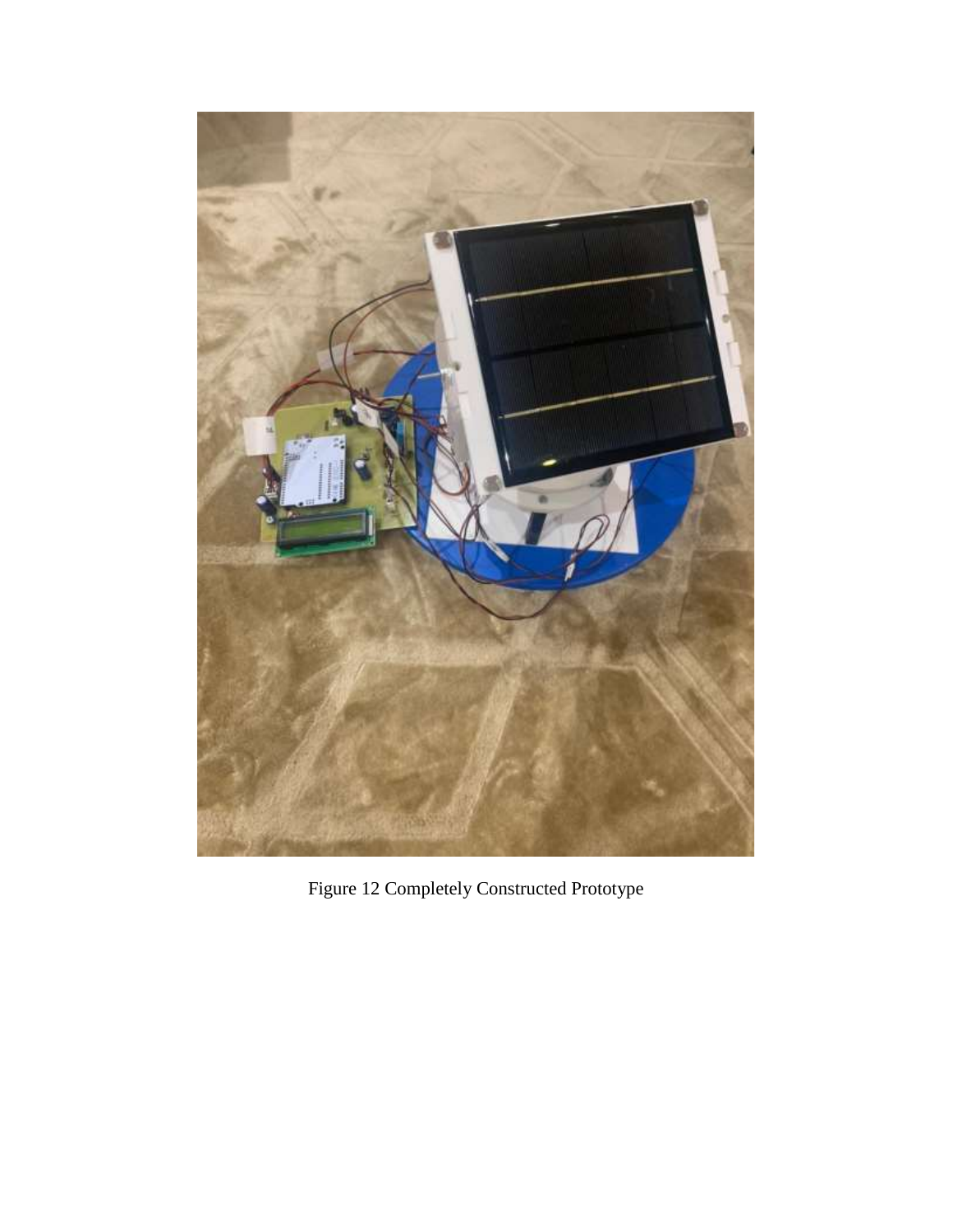Figure 12 Completely Constructed Prototype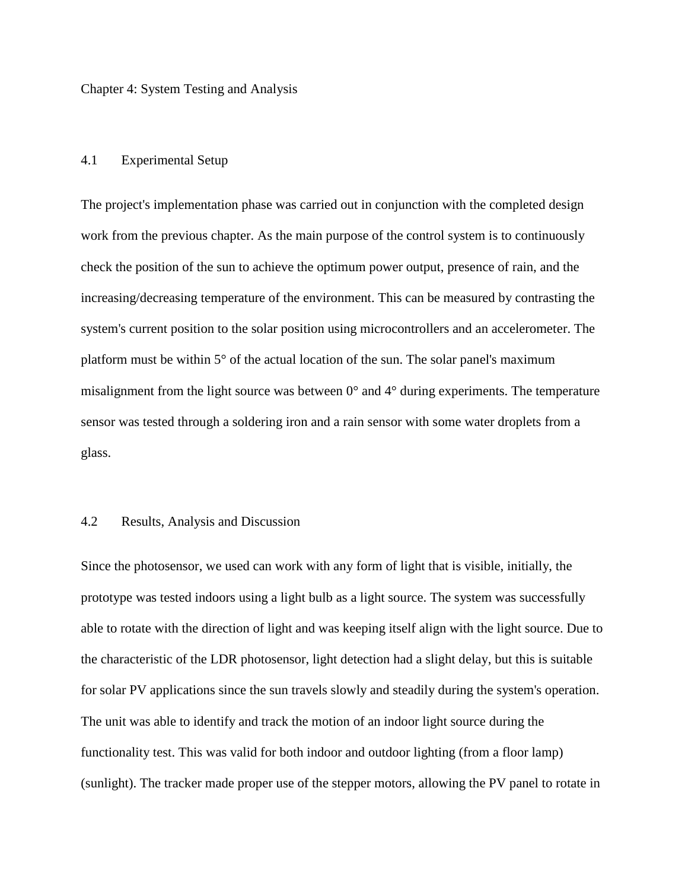# Chapter 4: System Testing and Analysis

## 4.1 Experimental Setup

The project's implementation phase was carried out in conjunction with the completed design work from the previous chapter. As the main purpose of the control system is to continuously check the position of the sun to achieve the optimum power output, presence of rain, and the increasing/decreasing temperature of the environment. This can be measured by contrasting the system's current position to the solar position using microcontrollers and an accelerometer. The platform must be within 5° of the actual location of the sun. The solar panel's maximum misalignment from the light source was between 0° and 4° during experiments. The temperature sensor was tested through a soldering iron and a rain sensor with some water droplets from a glass.

## 4.2 Results, Analysis and Discussion

Since the photosensor, we used can work with any form of light that is visible, initially, the prototype was tested indoors using a light bulb as a light source. The system was successfully able to rotate with the direction of light and was keeping itself align with the light source. Due to the characteristic of the LDR photosensor, light detection had a slight delay, but this is suitable for solar PV applications since the sun travels slowly and steadily during the system's operation. The unit was able to identify and track the motion of an indoor light source during the functionality test. This was valid for both indoor and outdoor lighting (from a floor lamp) (sunlight). The tracker made proper use of the stepper motors, allowing the PV panel to rotate in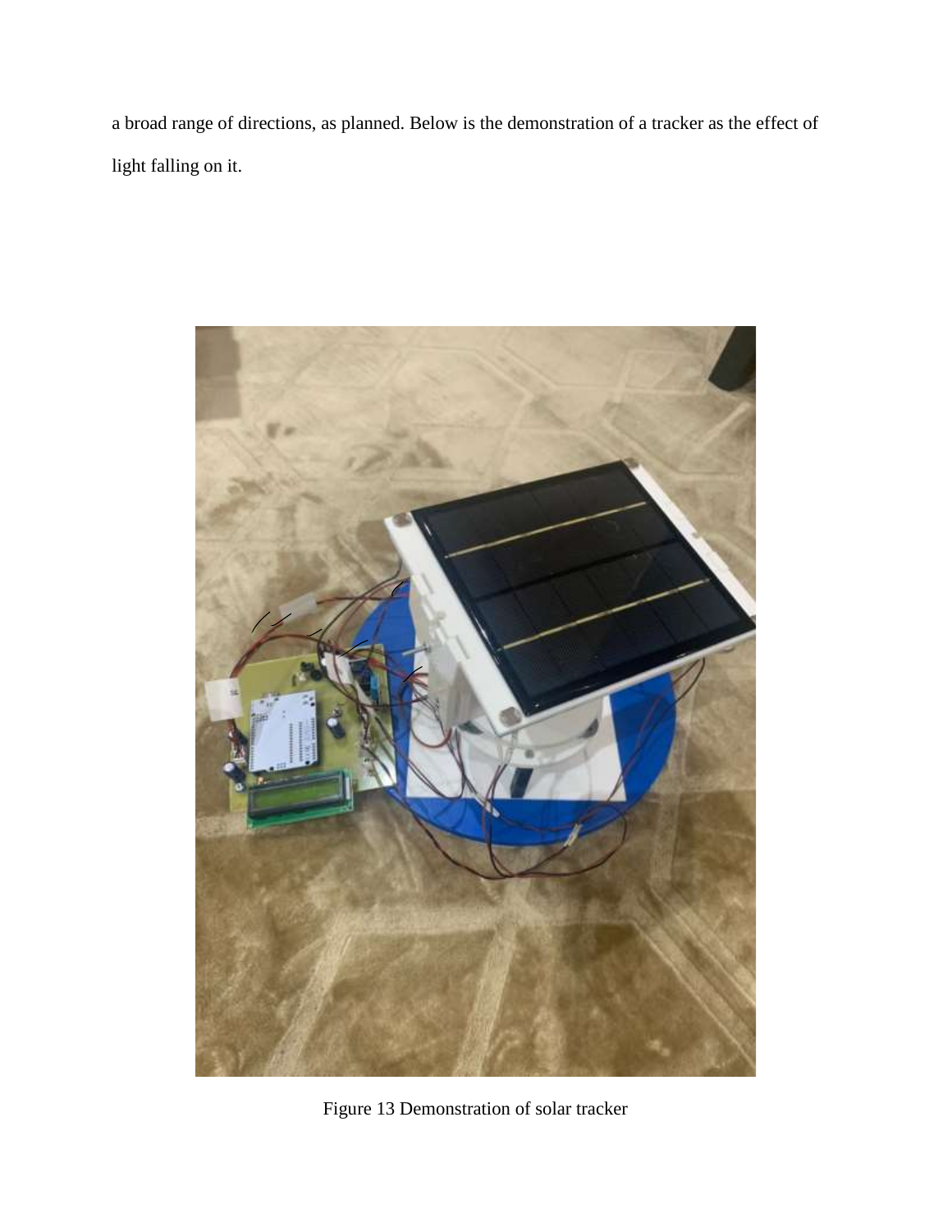a broad range of directions, as planned. Below is the demonstration of a tracker as the effect of light falling on it.

Figure 13 Demonstration of solar tracker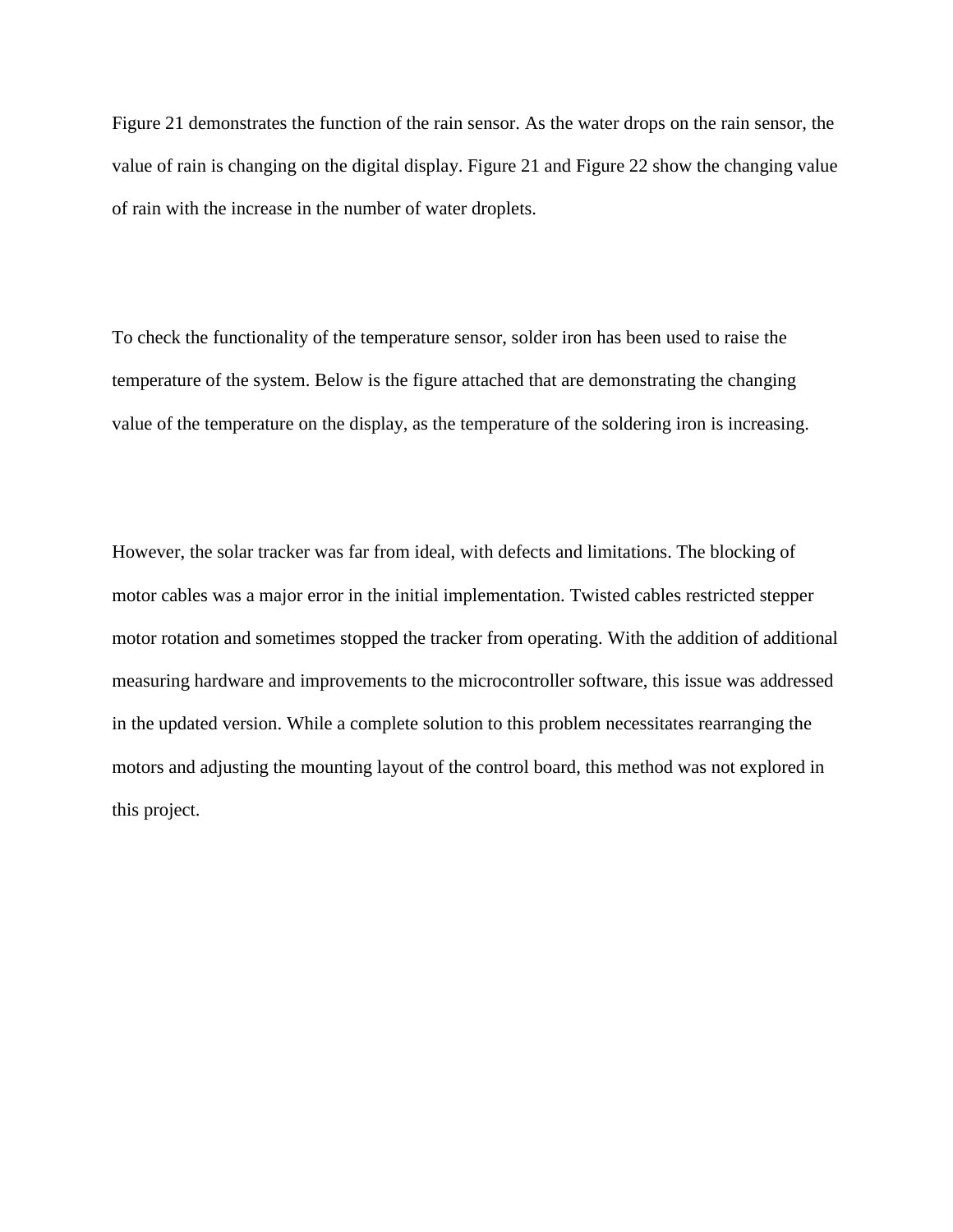Figure 21 demonstrates the function of the rain sensor. As the water drops on the rain sensor, the value of rain is changing on the digital display. Figure 21 and Figure 22 show the changing value of rain with the increase in the number of water droplets.

To check the functionality of the temperature sensor, solder iron has been used to raise the temperature of the system. Below is the figure attached that are demonstrating the changing value of the temperature on the display, as the temperature of the soldering iron is increasing.

However, the solar tracker was far from ideal, with defects and limitations. The blocking of motor cables was a major error in the initial implementation. Twisted cables restricted stepper motor rotation and sometimes stopped the tracker from operating. With the addition of additional measuring hardware and improvements to the microcontroller software, this issue was addressed in the updated version. While a complete solution to this problem necessitates rearranging the motors and adjusting the mounting layout of the control board, this method was not explored in this project.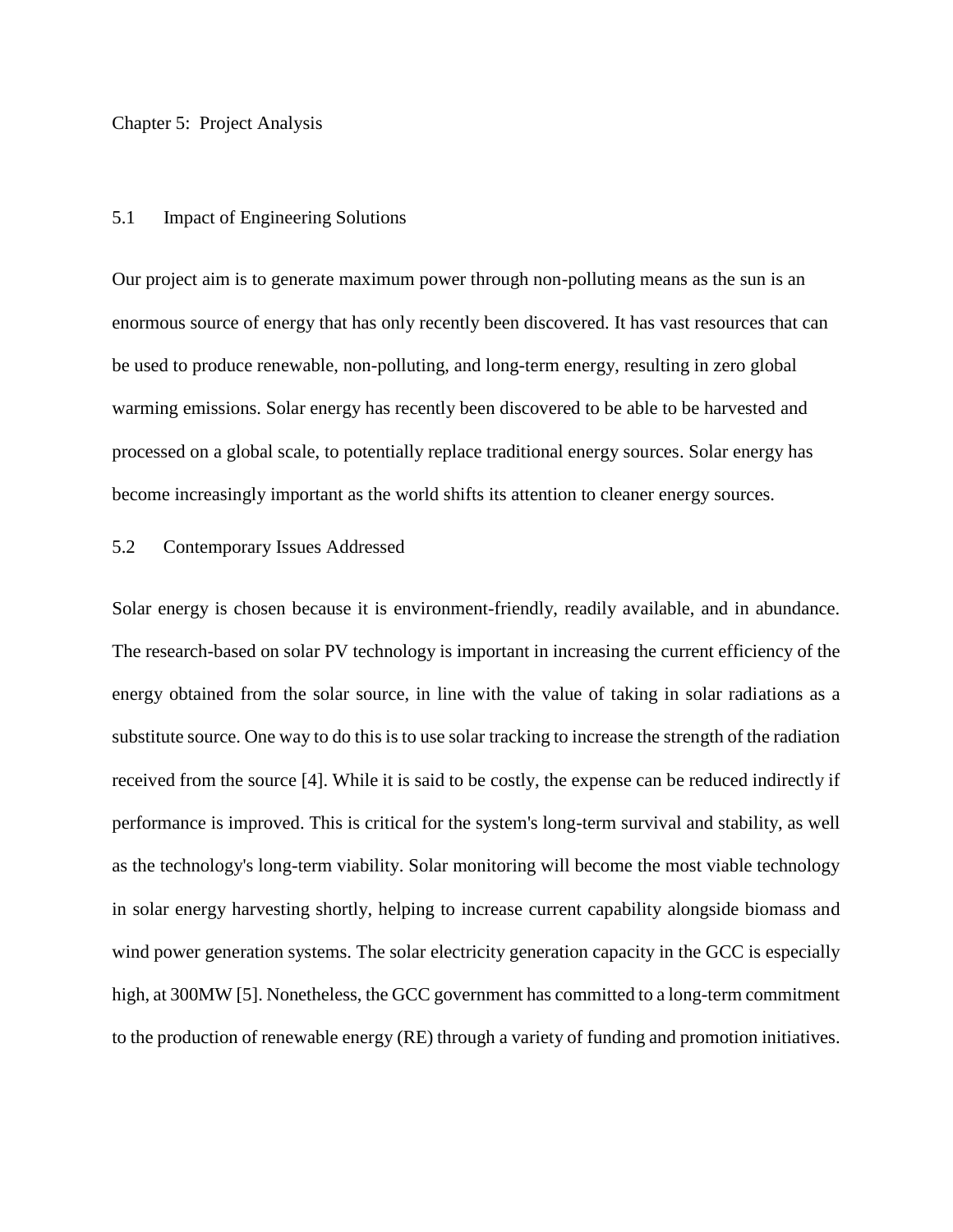# Chapter 5: Project Analysis

## 5.1 Impact of Engineering Solutions

Our project aim is to generate maximum power through non-polluting means as the sun is an enormous source of energy that has only recently been discovered. It has vast resources that can be used to produce renewable, non-polluting, and long-term energy, resulting in zero global warming emissions. Solar energy has recently been discovered to be able to be harvested and processed on a global scale, to potentially replace traditional energy sources. Solar energy has become increasingly important as the world shifts its attention to cleaner energy sources.

## 5.2 Contemporary Issues Addressed

Solar energy is chosen because it is environment-friendly, readily available, and in abundance. The research-based on solar PV technology is important in increasing the current efficiency of the energy obtained from the solar source, in line with the value of taking in solar radiations as a substitute source. One way to do this is to use solar tracking to increase the strength of the radiation received from the source [4]. While it is said to be costly, the expense can be reduced indirectly if performance is improved. This is critical for the system's long-term survival and stability, as well as the technology's long-term viability. Solar monitoring will become the most viable technology in solar energy harvesting shortly, helping to increase current capability alongside biomass and wind power generation systems. The solar electricity generation capacity in the GCC is especially high, at 300MW [5]. Nonetheless, the GCC government has committed to a long-term commitment to the production of renewable energy (RE) through a variety of funding and promotion initiatives.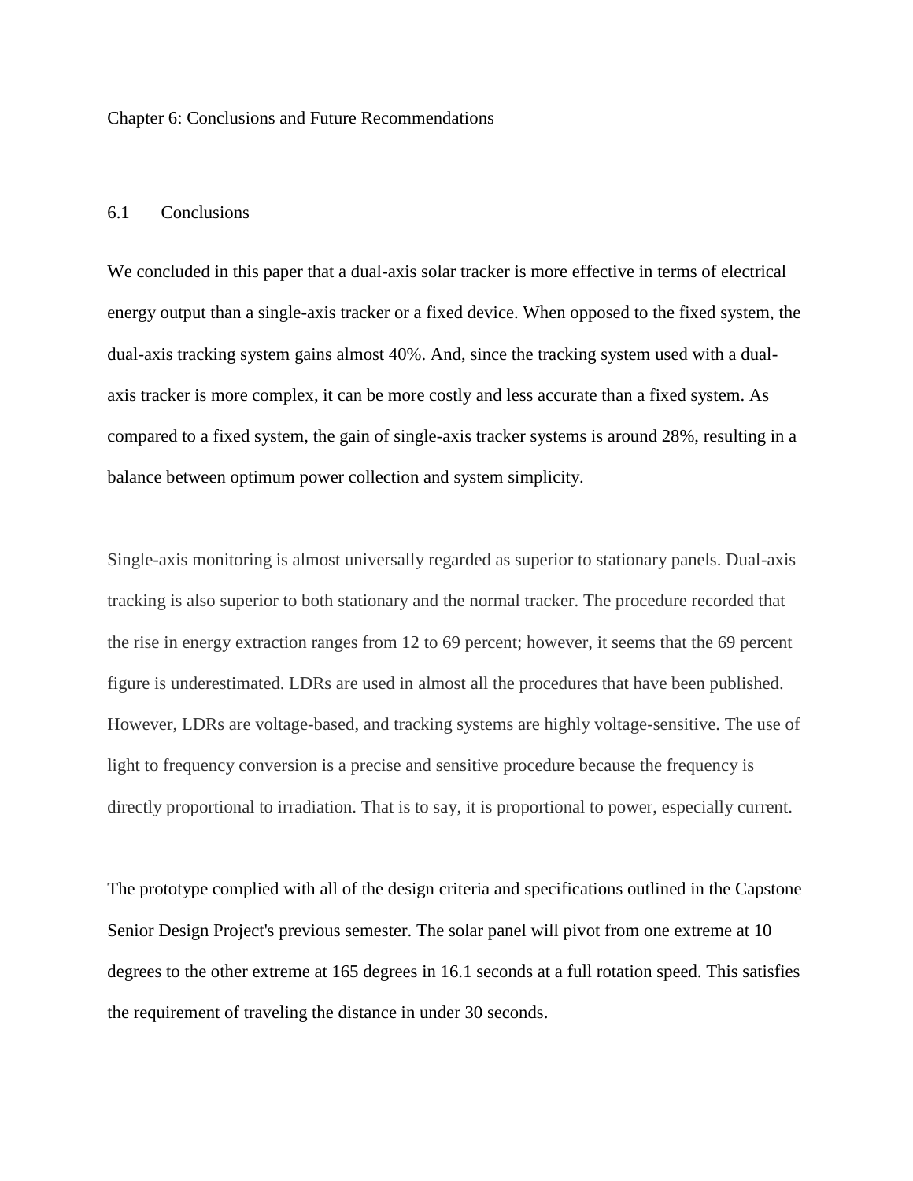# Chapter 6: Conclusions and Future Recommendations

## 6.1 Conclusions

We concluded in this paper that a dual-axis solar tracker is more effective in terms of electrical energy output than a single-axis tracker or a fixed device. When opposed to the fixed system, the dual-axis tracking system gains almost 40%. And, since the tracking system used with a dual-axis tracker is more complex, it can be more costly and less accurate than a fixed system. As compared to a fixed system, the gain of single-axis tracker systems is around 28%, resulting in a balance between optimum power collection and system simplicity.

Single-axis monitoring is almost universally regarded as superior to stationary panels. Dual-axis tracking is also superior to both stationary and the normal tracker. The procedure recorded that the rise in energy extraction ranges from 12 to 69 percent; however, it seems that the 69 percent figure is underestimated. LDRs are used in almost all the procedures that have been published. However, LDRs are voltage-based, and tracking systems are highly voltage-sensitive. The use of light to frequency conversion is a precise and sensitive procedure because the frequency is directly proportional to irradiation. That is to say, it is proportional to power, especially current.

The prototype complied with all of the design criteria and specifications outlined in the Capstone Senior Design Project's previous semester. The solar panel will pivot from one extreme at 10 degrees to the other extreme at 165 degrees in 16.1 seconds at a full rotation speed. This satisfies the requirement of traveling the distance in under 30 seconds.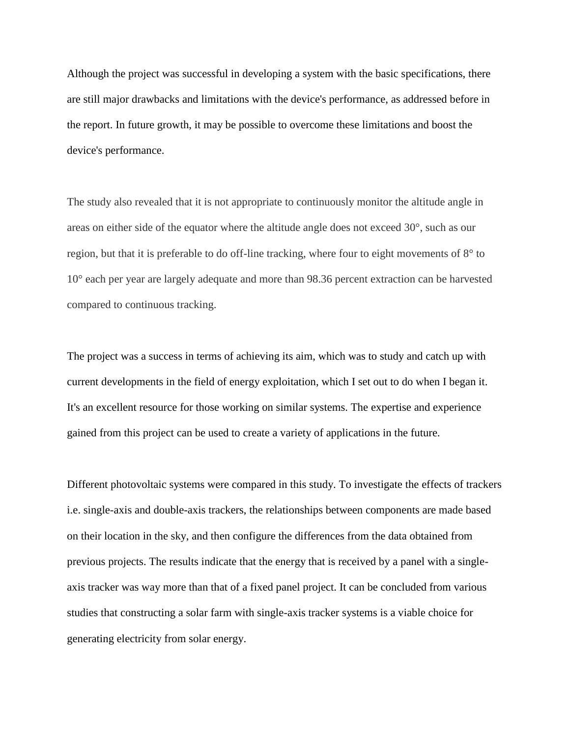Although the project was successful in developing a system with the basic specifications, there are still major drawbacks and limitations with the device's performance, as addressed before in the report. In future growth, it may be possible to overcome these limitations and boost the device's performance.

The study also revealed that it is not appropriate to continuously monitor the altitude angle in areas on either side of the equator where the altitude angle does not exceed 30°, such as our region, but that it is preferable to do off-line tracking, where four to eight movements of 8° to 10° each per year are largely adequate and more than 98.36 percent extraction can be harvested compared to continuous tracking.

The project was a success in terms of achieving its aim, which was to study and catch up with current developments in the field of energy exploitation, which I set out to do when I began it. It's an excellent resource for those working on similar systems. The expertise and experience gained from this project can be used to create a variety of applications in the future.

Different photovoltaic systems were compared in this study. To investigate the effects of trackers i.e. single-axis and double-axis trackers, the relationships between components are made based on their location in the sky, and then configure the differences from the data obtained from previous projects. The results indicate that the energy that is received by a panel with a single-axis tracker was way more than that of a fixed panel project. It can be concluded from various studies that constructing a solar farm with single-axis tracker systems is a viable choice for generating electricity from solar energy.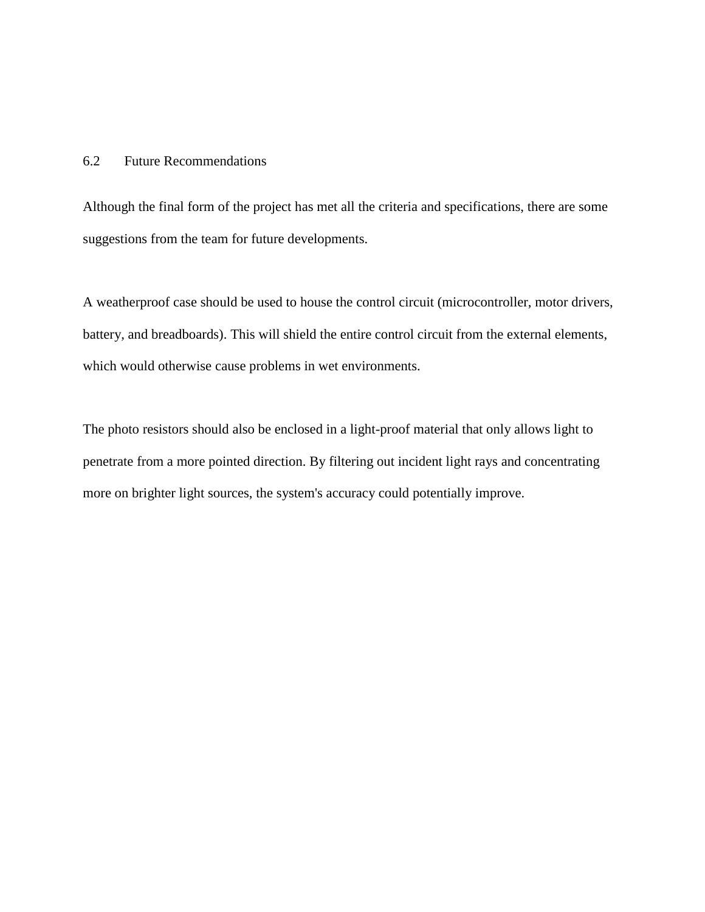## 6.2 Future Recommendations

Although the final form of the project has met all the criteria and specifications, there are some suggestions from the team for future developments.

A weatherproof case should be used to house the control circuit (microcontroller, motor drivers, battery, and breadboards). This will shield the entire control circuit from the external elements, which would otherwise cause problems in wet environments.

The photo resistors should also be enclosed in a light-proof material that only allows light to penetrate from a more pointed direction. By filtering out incident light rays and concentrating more on brighter light sources, the system's accuracy could potentially improve.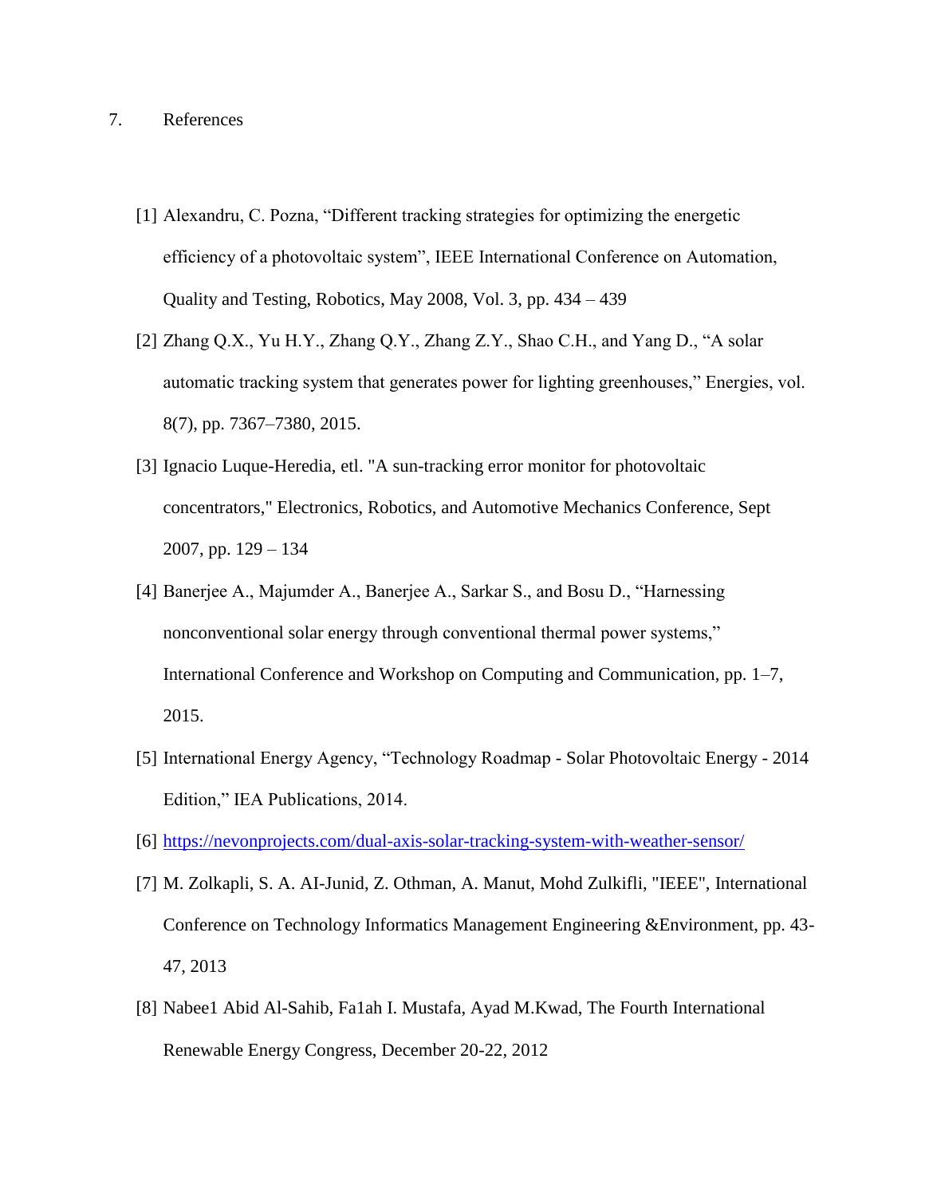## 7. References

[1] Alexandru, C. Pozna, "Different tracking strategies for optimizing the energetic efficiency of a photovoltaic system", IEEE International Conference on Automation, Quality and Testing, Robotics, May 2008, Vol. 3, pp. 434 – 439

[2] Zhang Q.X., Yu H.Y., Zhang Q.Y., Zhang Z.Y., Shao C.H., and Yang D., "A solar automatic tracking system that generates power for lighting greenhouses," Energies, vol. 8(7), pp. 7367–7380, 2015.

[3] Ignacio Luque-Heredia, etl. "A sun-tracking error monitor for photovoltaic concentrators," Electronics, Robotics, and Automotive Mechanics Conference, Sept 2007, pp. 129 – 134

[4] Banerjee A., Majumder A., Banerjee A., Sarkar S., and Bosu D., "Harnessing nonconventional solar energy through conventional thermal power systems," International Conference and Workshop on Computing and Communication, pp. 1–7, 2015.

[5] International Energy Agency, "Technology Roadmap - Solar Photovoltaic Energy - 2014 Edition," IEA Publications, 2014.

[6] https://nevonprojects.com/dual-axis-solar-tracking-system-with-weather-sensor/

[7] M. Zolkapli, S. A. AI-Junid, Z. Othman, A. Manut, Mohd Zulkifli, "IEEE", International Conference on Technology Informatics Management Engineering &Environment, pp. 43-47, 2013

[8] Nabee1 Abid Al-Sahib, Fa1ah I. Mustafa, Ayad M.Kwad, The Fourth International Renewable Energy Congress, December 20-22, 2012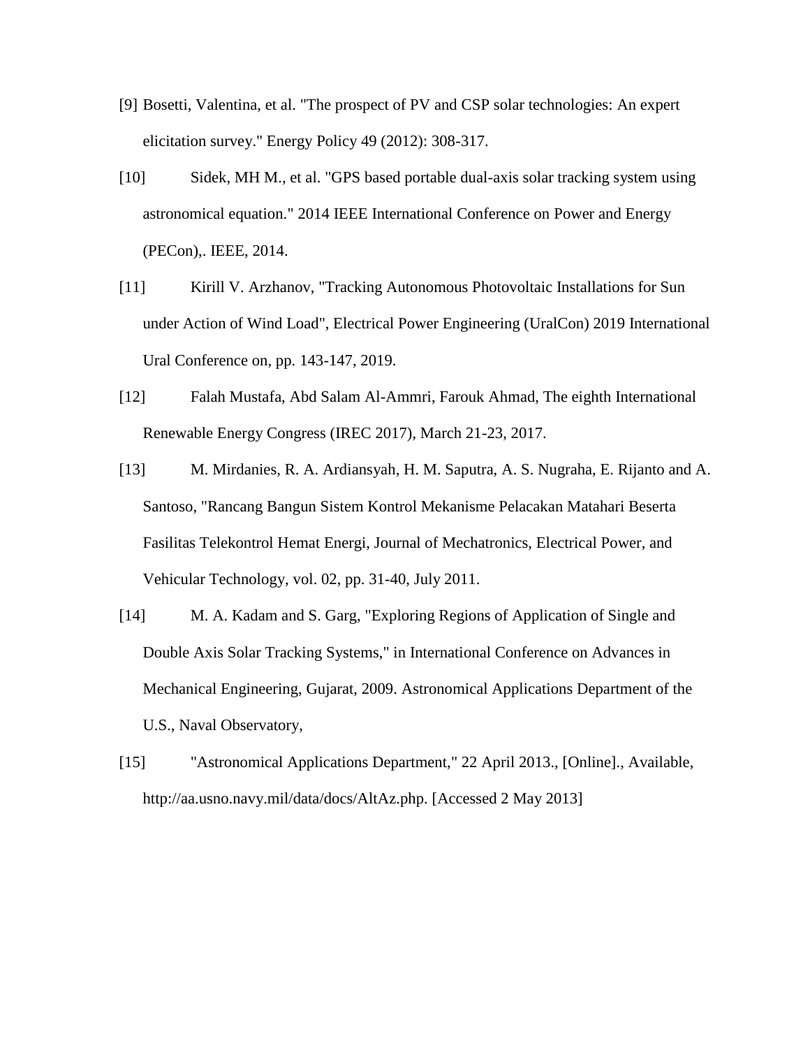[9] Bosetti, Valentina, et al. "The prospect of PV and CSP solar technologies: An expert elicitation survey." Energy Policy 49 (2012): 308-317.

[10] Sidek, MH M., et al. "GPS based portable dual-axis solar tracking system using astronomical equation." 2014 IEEE International Conference on Power and Energy (PECon),. IEEE, 2014.

[11] Kirill V. Arzhanov, "Tracking Autonomous Photovoltaic Installations for Sun under Action of Wind Load", Electrical Power Engineering (UralCon) 2019 International Ural Conference on, pp. 143-147, 2019.

[12] Falah Mustafa, Abd Salam Al-Ammri, Farouk Ahmad, The eighth International Renewable Energy Congress (IREC 2017), March 21-23, 2017.

[13] M. Mirdanies, R. A. Ardiansyah, H. M. Saputra, A. S. Nugraha, E. Rijanto and A. Santoso, "Rancang Bangun Sistem Kontrol Mekanisme Pelacakan Matahari Beserta Fasilitas Telekontrol Hemat Energi, Journal of Mechatronics, Electrical Power, and Vehicular Technology, vol. 02, pp. 31-40, July 2011.

[14] M. A. Kadam and S. Garg, "Exploring Regions of Application of Single and Double Axis Solar Tracking Systems," in International Conference on Advances in Mechanical Engineering, Gujarat, 2009. Astronomical Applications Department of the U.S., Naval Observatory,

[15] "Astronomical Applications Department," 22 April 2013., [Online]., Available, http://aa.usno.navy.mil/data/docs/AltAz.php. [Accessed 2 May 2013]